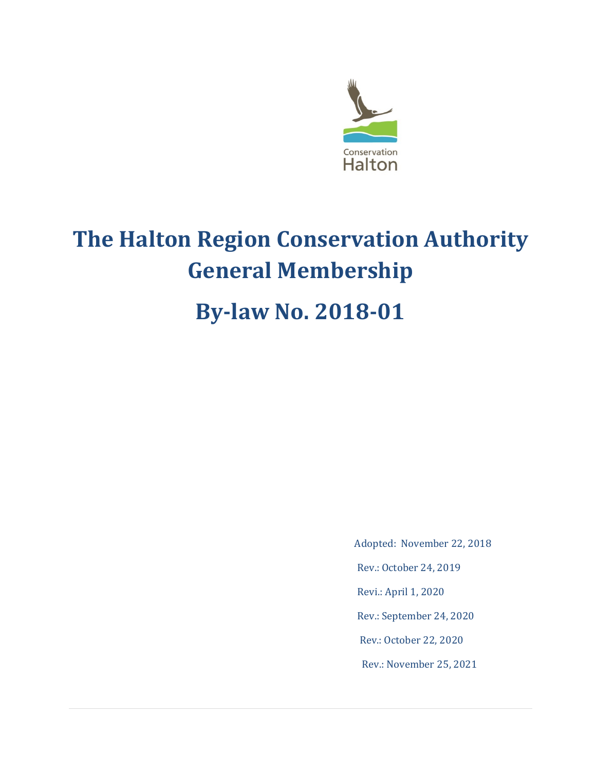Conservation Halton

# The Halton Region Conservation Authority General Membership

# By-law No. 2018-01

Adopted: November 22, 2018

Rev.: October 24, 2019

Revi.: April 1, 2020

Rev.: September 24, 2020

Rev.: October 22, 2020

Rev.: November 25, 2021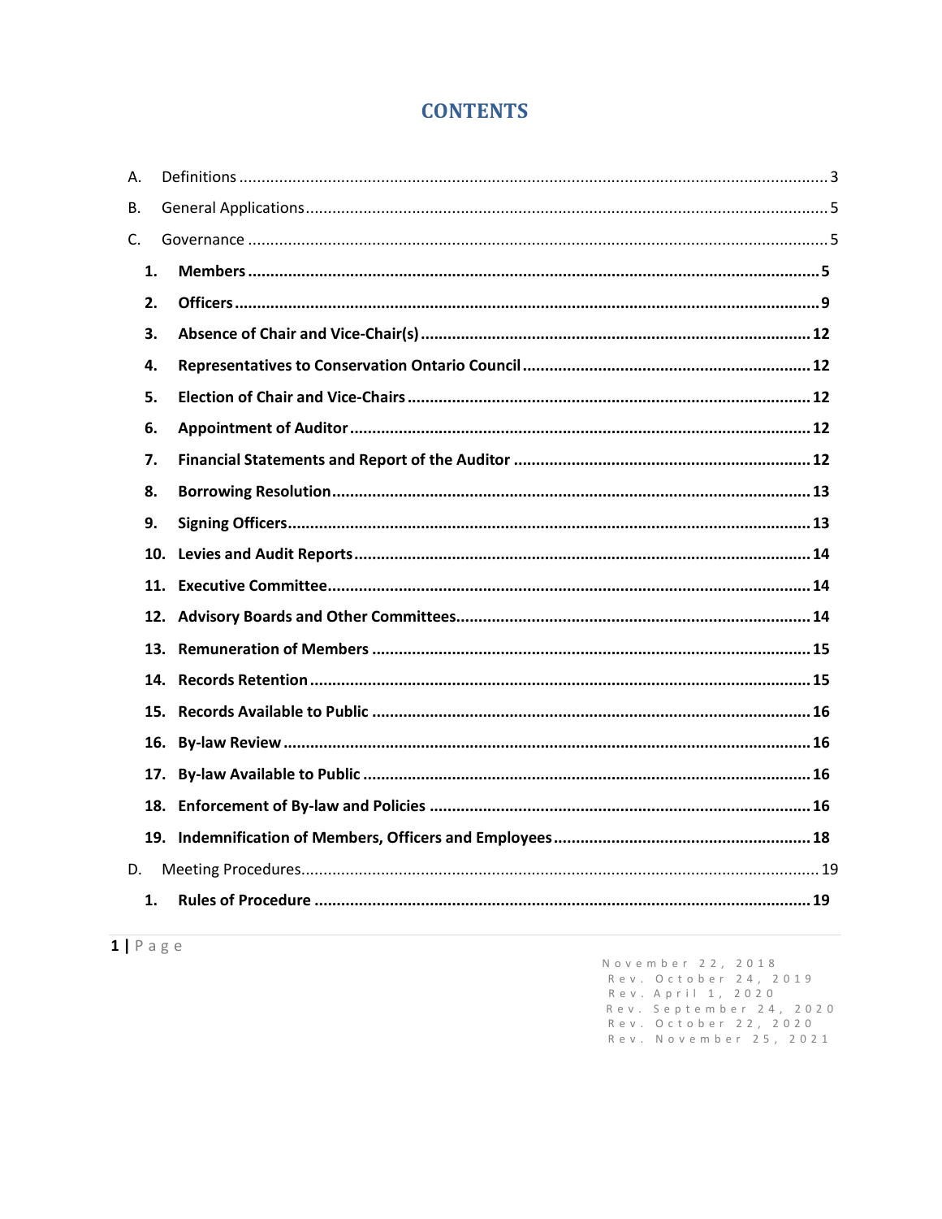# CONTENTS

A. Definitions ........ 3

B. General Applications ........ 5

C. Governance ........ 5

**1. Members ........ 5**

**2. Officers ........ 9**

**3. Absence of Chair and Vice-Chair(s) ........ 12**

**4. Representatives to Conservation Ontario Council ........ 12**

**5. Election of Chair and Vice-Chairs ........ 12**

**6. Appointment of Auditor ........ 12**

**7. Financial Statements and Report of the Auditor ........ 12**

**8. Borrowing Resolution ........ 13**

**9. Signing Officers ........ 13**

**10. Levies and Audit Reports ........ 14**

**11. Executive Committee ........ 14**

**12. Advisory Boards and Other Committees ........ 14**

**13. Remuneration of Members ........ 15**

**14. Records Retention ........ 15**

**15. Records Available to Public ........ 16**

**16. By-law Review ........ 16**

**17. By-law Available to Public ........ 16**

**18. Enforcement of By-law and Policies ........ 16**

**19. Indemnification of Members, Officers and Employees ........ 18**

D. Meeting Procedures ........ 19

**1. Rules of Procedure ........ 19**

November 22, 2018
Rev. October 24, 2019
Rev. April 1, 2020
Rev. September 24, 2020
Rev. October 22, 2020
Rev. November 25, 2021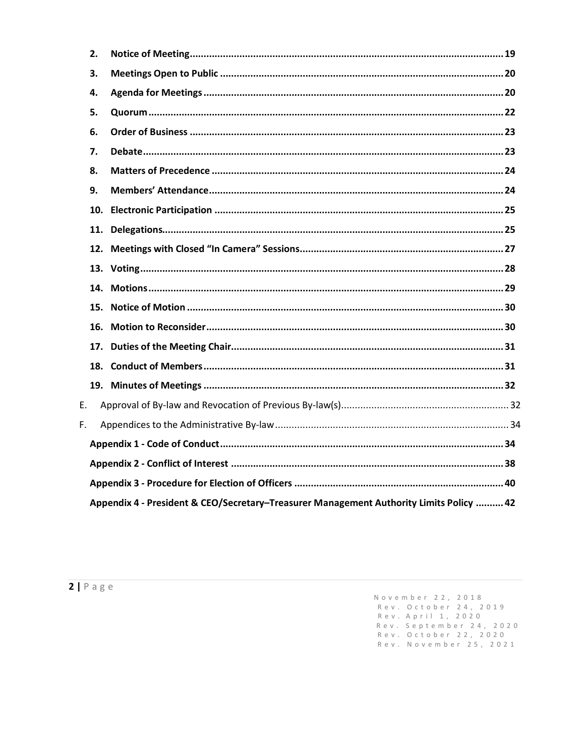2. **Notice of Meeting** ... 19
3. **Meetings Open to Public** ... 20
4. **Agenda for Meetings** ... 20
5. **Quorum** ... 22
6. **Order of Business** ... 23
7. **Debate** ... 23
8. **Matters of Precedence** ... 24
9. **Members' Attendance** ... 24
10. **Electronic Participation** ... 25
11. **Delegations** ... 25
12. **Meetings with Closed "In Camera" Sessions** ... 27
13. **Voting** ... 28
14. **Motions** ... 29
15. **Notice of Motion** ... 30
16. **Motion to Reconsider** ... 30
17. **Duties of the Meeting Chair** ... 31
18. **Conduct of Members** ... 31
19. **Minutes of Meetings** ... 32

E. Approval of By-law and Revocation of Previous By-law(s) ... 32

F. Appendices to the Administrative By-law ... 34

- **Appendix 1 - Code of Conduct** ... 34
- **Appendix 2 - Conflict of Interest** ... 38
- **Appendix 3 - Procedure for Election of Officers** ... 40
- **Appendix 4 - President & CEO/Secretary–Treasurer Management Authority Limits Policy** ... 42

November 22, 2018
Rev. October 24, 2019
Rev. April 1, 2020
Rev. September 24, 2020
Rev. October 22, 2020
Rev. November 25, 2021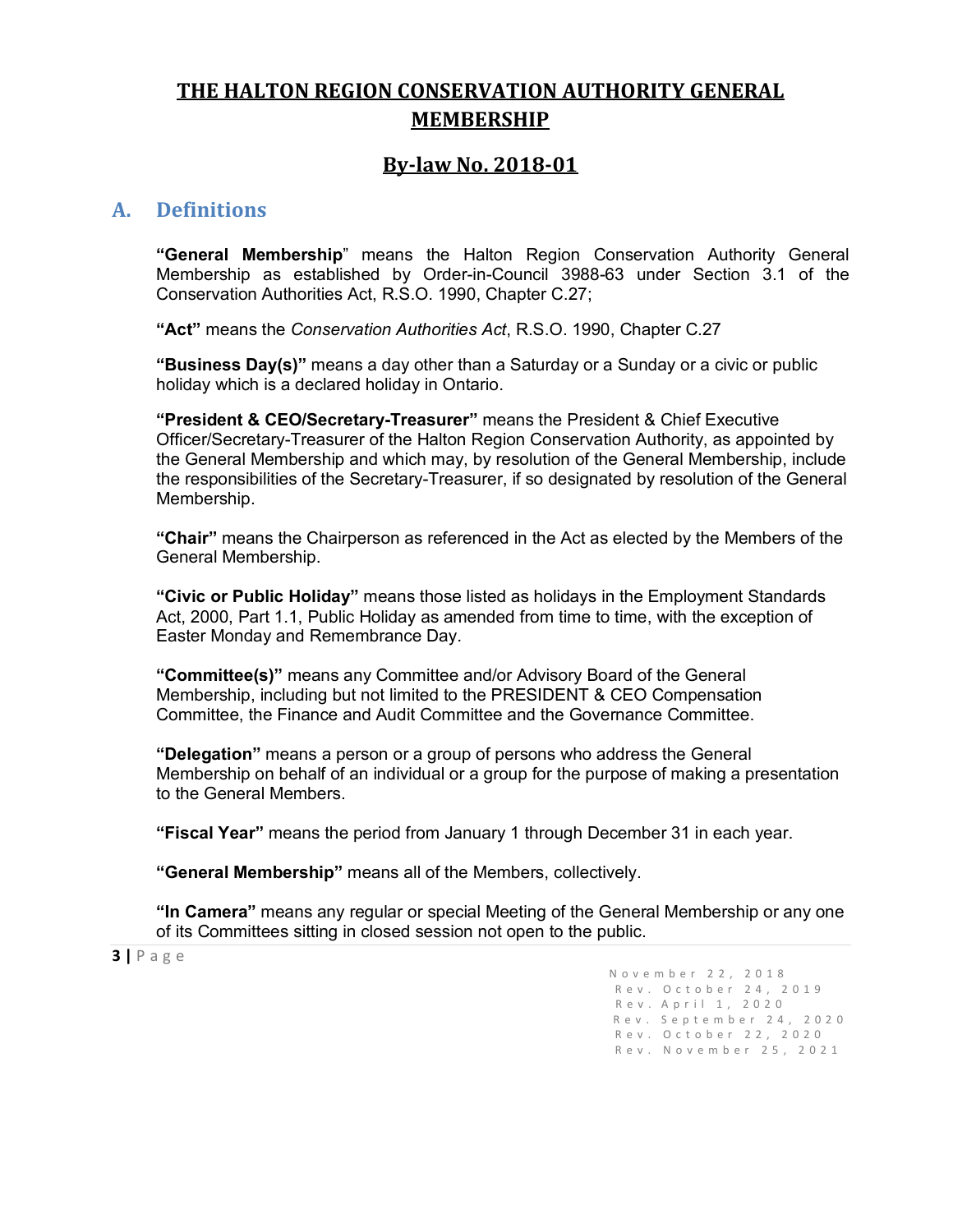# THE HALTON REGION CONSERVATION AUTHORITY GENERAL MEMBERSHIP

## By-law No. 2018-01

## A. Definitions

**"General Membership"** means the Halton Region Conservation Authority General Membership as established by Order-in-Council 3988-63 under Section 3.1 of the Conservation Authorities Act, R.S.O. 1990, Chapter C.27;

**"Act"** means the *Conservation Authorities Act*, R.S.O. 1990, Chapter C.27

**"Business Day(s)"** means a day other than a Saturday or a Sunday or a civic or public holiday which is a declared holiday in Ontario.

**"President & CEO/Secretary-Treasurer"** means the President & Chief Executive Officer/Secretary-Treasurer of the Halton Region Conservation Authority, as appointed by the General Membership and which may, by resolution of the General Membership, include the responsibilities of the Secretary-Treasurer, if so designated by resolution of the General Membership.

**"Chair"** means the Chairperson as referenced in the Act as elected by the Members of the General Membership.

**"Civic or Public Holiday"** means those listed as holidays in the Employment Standards Act, 2000, Part 1.1, Public Holiday as amended from time to time, with the exception of Easter Monday and Remembrance Day.

**"Committee(s)"** means any Committee and/or Advisory Board of the General Membership, including but not limited to the PRESIDENT & CEO Compensation Committee, the Finance and Audit Committee and the Governance Committee.

**"Delegation"** means a person or a group of persons who address the General Membership on behalf of an individual or a group for the purpose of making a presentation to the General Members.

**"Fiscal Year"** means the period from January 1 through December 31 in each year.

**"General Membership"** means all of the Members, collectively.

**"In Camera"** means any regular or special Meeting of the General Membership or any one of its Committees sitting in closed session not open to the public.

November 22, 2018
Rev. October 24, 2019
Rev. April 1, 2020
Rev. September 24, 2020
Rev. October 22, 2020
Rev. November 25, 2021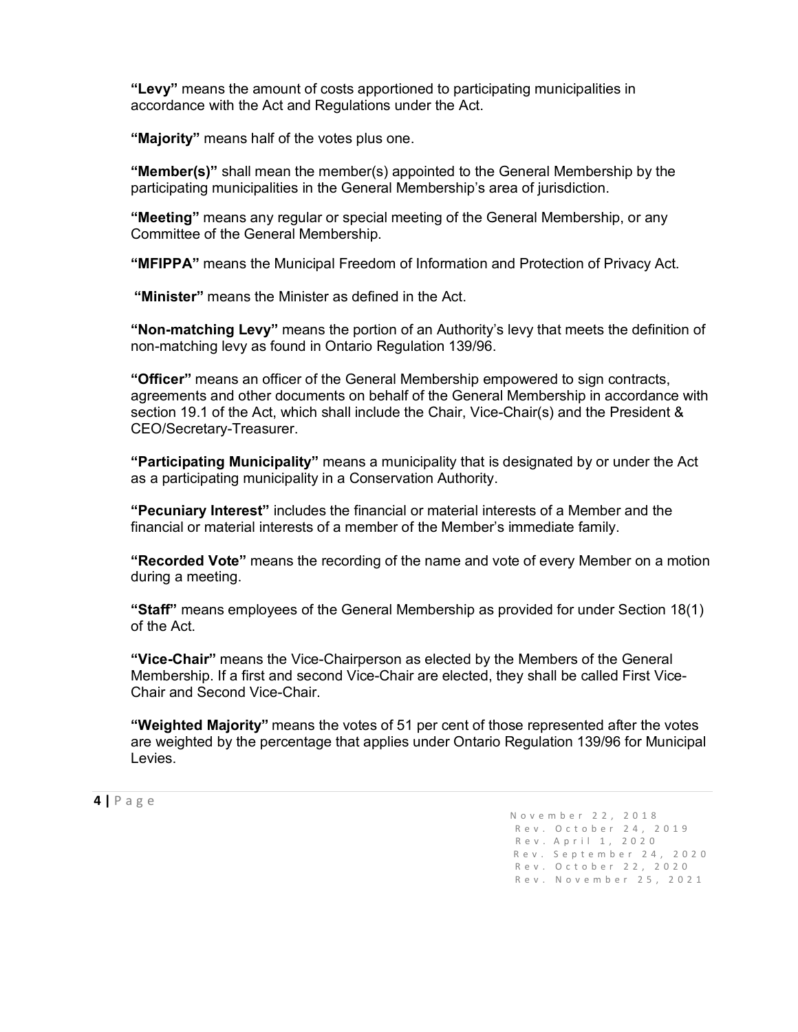**"Levy"** means the amount of costs apportioned to participating municipalities in accordance with the Act and Regulations under the Act.

**"Majority"** means half of the votes plus one.

**"Member(s)"** shall mean the member(s) appointed to the General Membership by the participating municipalities in the General Membership's area of jurisdiction.

**"Meeting"** means any regular or special meeting of the General Membership, or any Committee of the General Membership.

**"MFIPPA"** means the Municipal Freedom of Information and Protection of Privacy Act.

**"Minister"** means the Minister as defined in the Act.

**"Non-matching Levy"** means the portion of an Authority's levy that meets the definition of non-matching levy as found in Ontario Regulation 139/96.

**"Officer"** means an officer of the General Membership empowered to sign contracts, agreements and other documents on behalf of the General Membership in accordance with section 19.1 of the Act, which shall include the Chair, Vice-Chair(s) and the President & CEO/Secretary-Treasurer.

**"Participating Municipality"** means a municipality that is designated by or under the Act as a participating municipality in a Conservation Authority.

**"Pecuniary Interest"** includes the financial or material interests of a Member and the financial or material interests of a member of the Member's immediate family.

**"Recorded Vote"** means the recording of the name and vote of every Member on a motion during a meeting.

**"Staff"** means employees of the General Membership as provided for under Section 18(1) of the Act.

**"Vice-Chair"** means the Vice-Chairperson as elected by the Members of the General Membership. If a first and second Vice-Chair are elected, they shall be called First Vice-Chair and Second Vice-Chair.

**"Weighted Majority"** means the votes of 51 per cent of those represented after the votes are weighted by the percentage that applies under Ontario Regulation 139/96 for Municipal Levies.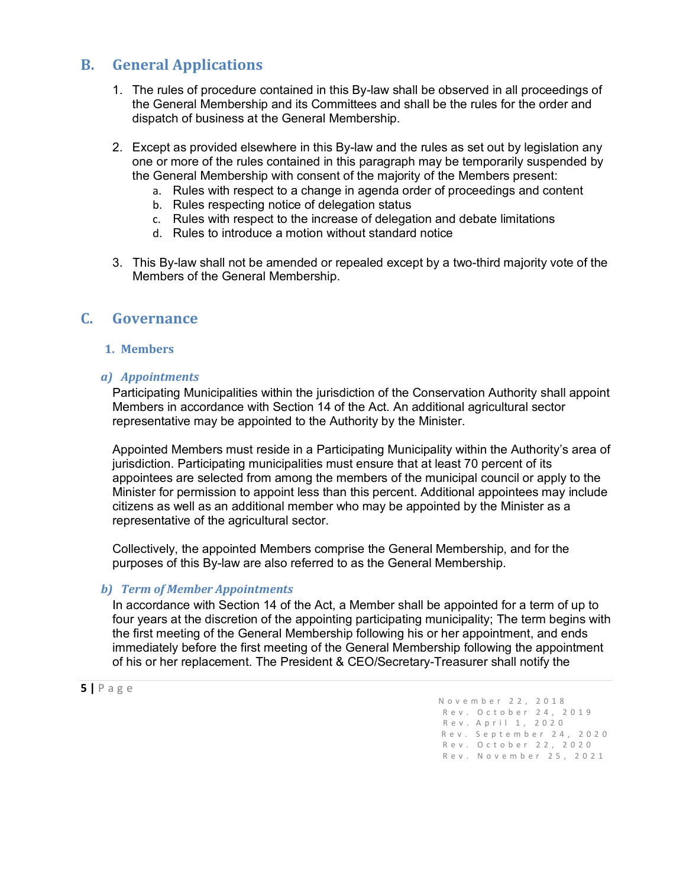## B. General Applications

1. The rules of procedure contained in this By-law shall be observed in all proceedings of the General Membership and its Committees and shall be the rules for the order and dispatch of business at the General Membership.

2. Except as provided elsewhere in this By-law and the rules as set out by legislation any one or more of the rules contained in this paragraph may be temporarily suspended by the General Membership with consent of the majority of the Members present:
   a. Rules with respect to a change in agenda order of proceedings and content
   b. Rules respecting notice of delegation status
   c. Rules with respect to the increase of delegation and debate limitations
   d. Rules to introduce a motion without standard notice

3. This By-law shall not be amended or repealed except by a two-third majority vote of the Members of the General Membership.

## C. Governance

### 1. Members

#### *a) Appointments*

Participating Municipalities within the jurisdiction of the Conservation Authority shall appoint Members in accordance with Section 14 of the Act. An additional agricultural sector representative may be appointed to the Authority by the Minister.

Appointed Members must reside in a Participating Municipality within the Authority's area of jurisdiction. Participating municipalities must ensure that at least 70 percent of its appointees are selected from among the members of the municipal council or apply to the Minister for permission to appoint less than this percent. Additional appointees may include citizens as well as an additional member who may be appointed by the Minister as a representative of the agricultural sector.

Collectively, the appointed Members comprise the General Membership, and for the purposes of this By-law are also referred to as the General Membership.

#### *b) Term of Member Appointments*

In accordance with Section 14 of the Act, a Member shall be appointed for a term of up to four years at the discretion of the appointing participating municipality; The term begins with the first meeting of the General Membership following his or her appointment, and ends immediately before the first meeting of the General Membership following the appointment of his or her replacement. The President & CEO/Secretary-Treasurer shall notify the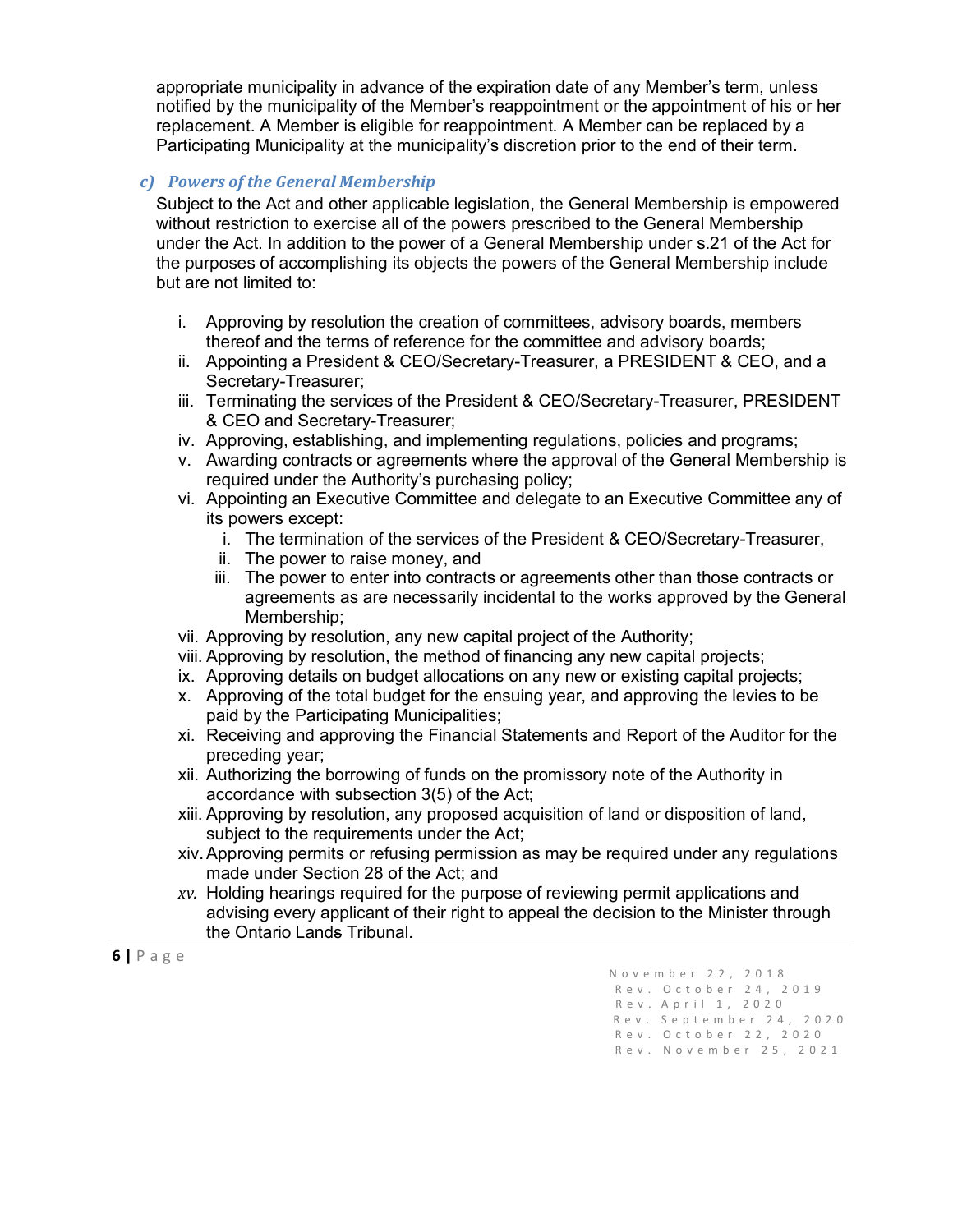appropriate municipality in advance of the expiration date of any Member's term, unless notified by the municipality of the Member's reappointment or the appointment of his or her replacement. A Member is eligible for reappointment. A Member can be replaced by a Participating Municipality at the municipality's discretion prior to the end of their term.

### *c) Powers of the General Membership*

Subject to the Act and other applicable legislation, the General Membership is empowered without restriction to exercise all of the powers prescribed to the General Membership under the Act. In addition to the power of a General Membership under s.21 of the Act for the purposes of accomplishing its objects the powers of the General Membership include but are not limited to:

i. Approving by resolution the creation of committees, advisory boards, members thereof and the terms of reference for the committee and advisory boards;
ii. Appointing a President & CEO/Secretary-Treasurer, a PRESIDENT & CEO, and a Secretary-Treasurer;
iii. Terminating the services of the President & CEO/Secretary-Treasurer, PRESIDENT & CEO and Secretary-Treasurer;
iv. Approving, establishing, and implementing regulations, policies and programs;
v. Awarding contracts or agreements where the approval of the General Membership is required under the Authority's purchasing policy;
vi. Appointing an Executive Committee and delegate to an Executive Committee any of its powers except:
    i. The termination of the services of the President & CEO/Secretary-Treasurer,
    ii. The power to raise money, and
    iii. The power to enter into contracts or agreements other than those contracts or agreements as are necessarily incidental to the works approved by the General Membership;
vii. Approving by resolution, any new capital project of the Authority;
viii. Approving by resolution, the method of financing any new capital projects;
ix. Approving details on budget allocations on any new or existing capital projects;
x. Approving of the total budget for the ensuing year, and approving the levies to be paid by the Participating Municipalities;
xi. Receiving and approving the Financial Statements and Report of the Auditor for the preceding year;
xii. Authorizing the borrowing of funds on the promissory note of the Authority in accordance with subsection 3(5) of the Act;
xiii. Approving by resolution, any proposed acquisition of land or disposition of land, subject to the requirements under the Act;
xiv. Approving permits or refusing permission as may be required under any regulations made under Section 28 of the Act; and
xv. Holding hearings required for the purpose of reviewing permit applications and advising every applicant of their right to appeal the decision to the Minister through the Ontario Lands Tribunal.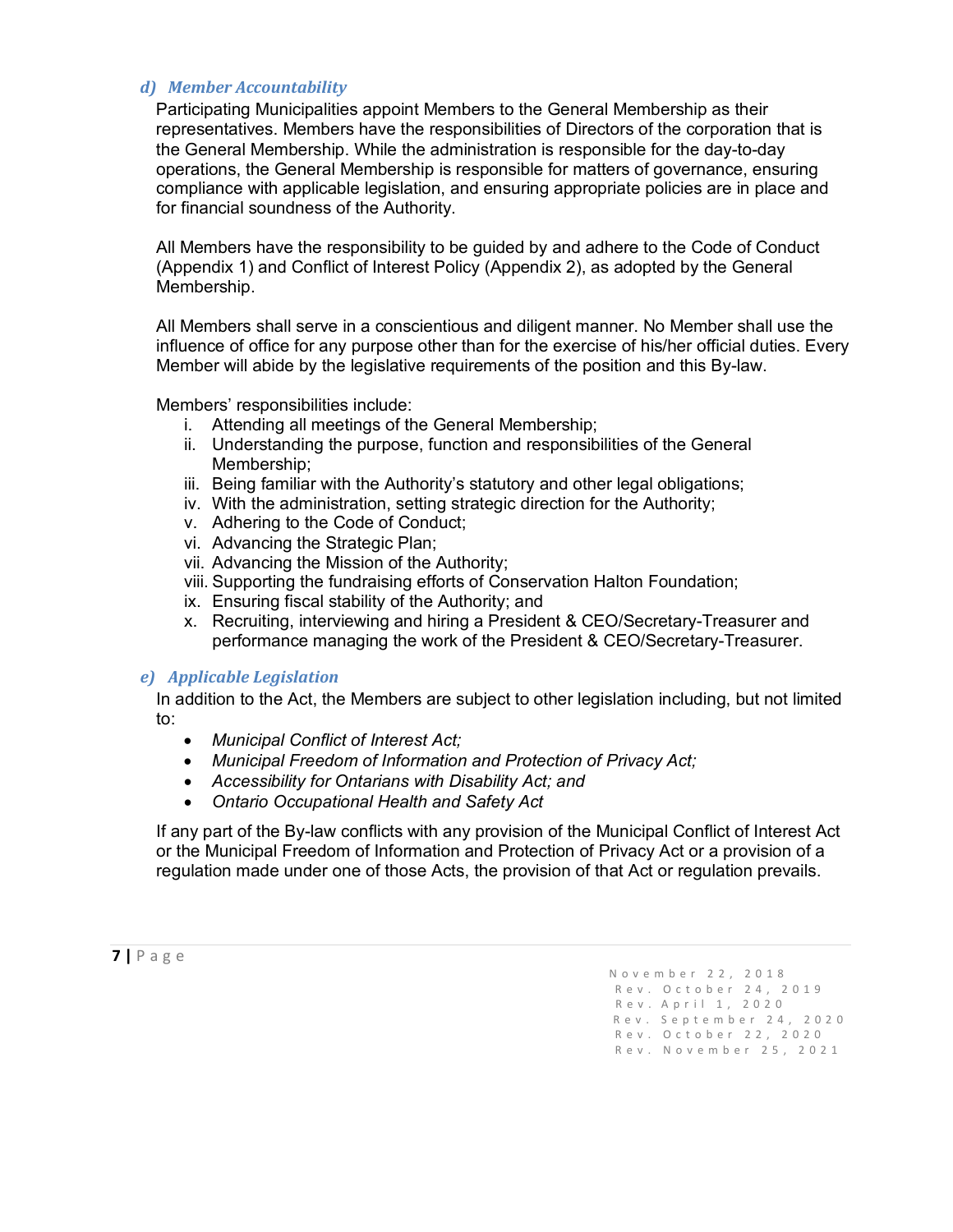### *d) Member Accountability*

Participating Municipalities appoint Members to the General Membership as their representatives. Members have the responsibilities of Directors of the corporation that is the General Membership. While the administration is responsible for the day-to-day operations, the General Membership is responsible for matters of governance, ensuring compliance with applicable legislation, and ensuring appropriate policies are in place and for financial soundness of the Authority.

All Members have the responsibility to be guided by and adhere to the Code of Conduct (Appendix 1) and Conflict of Interest Policy (Appendix 2), as adopted by the General Membership.

All Members shall serve in a conscientious and diligent manner. No Member shall use the influence of office for any purpose other than for the exercise of his/her official duties. Every Member will abide by the legislative requirements of the position and this By-law.

Members' responsibilities include:

i. Attending all meetings of the General Membership;
ii. Understanding the purpose, function and responsibilities of the General Membership;
iii. Being familiar with the Authority's statutory and other legal obligations;
iv. With the administration, setting strategic direction for the Authority;
v. Adhering to the Code of Conduct;
vi. Advancing the Strategic Plan;
vii. Advancing the Mission of the Authority;
viii. Supporting the fundraising efforts of Conservation Halton Foundation;
ix. Ensuring fiscal stability of the Authority; and
x. Recruiting, interviewing and hiring a President & CEO/Secretary-Treasurer and performance managing the work of the President & CEO/Secretary-Treasurer.

### *e) Applicable Legislation*

In addition to the Act, the Members are subject to other legislation including, but not limited to:

- *Municipal Conflict of Interest Act;*
- *Municipal Freedom of Information and Protection of Privacy Act;*
- *Accessibility for Ontarians with Disability Act; and*
- *Ontario Occupational Health and Safety Act*

If any part of the By-law conflicts with any provision of the Municipal Conflict of Interest Act or the Municipal Freedom of Information and Protection of Privacy Act or a provision of a regulation made under one of those Acts, the provision of that Act or regulation prevails.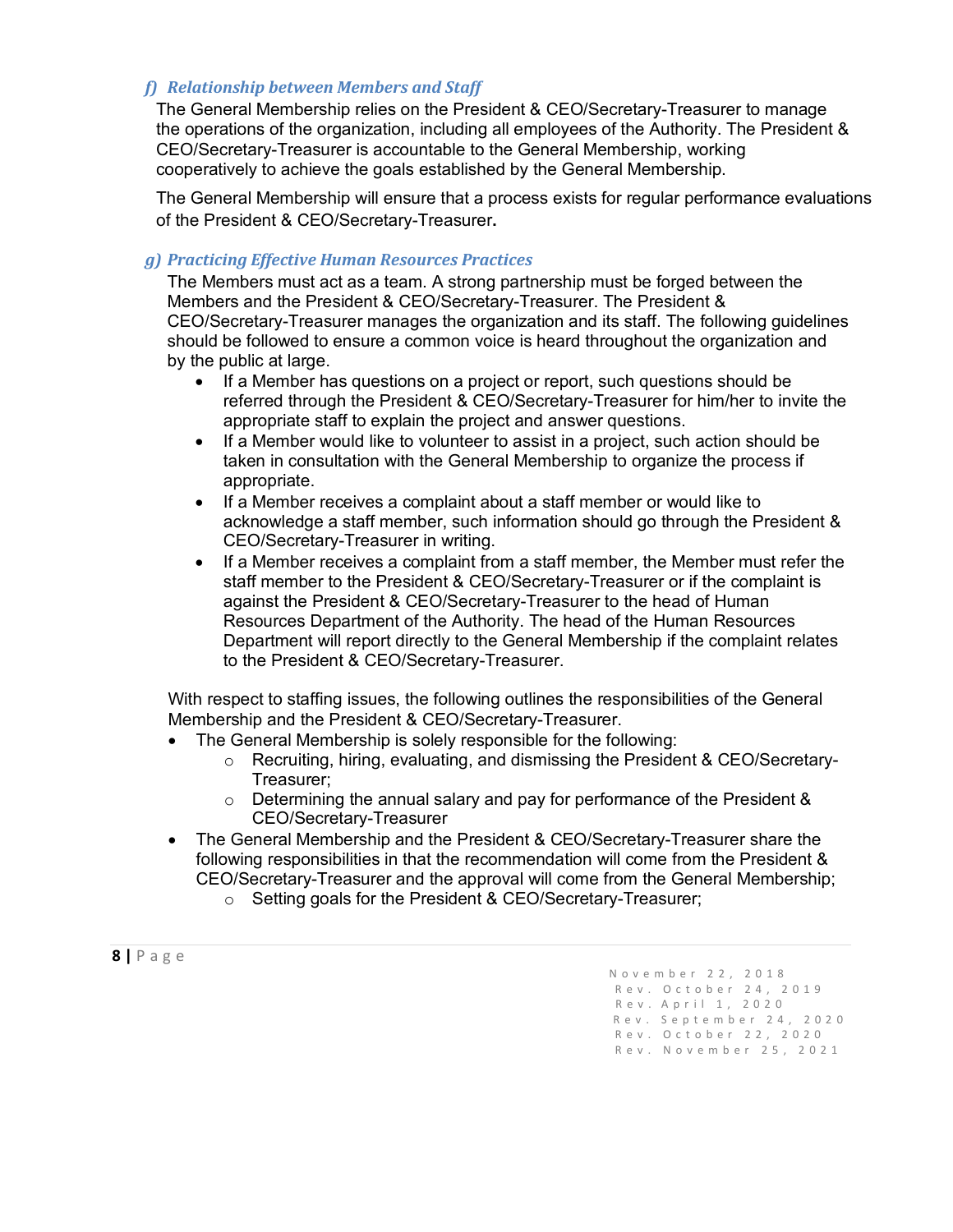### *f) Relationship between Members and Staff*

The General Membership relies on the President & CEO/Secretary-Treasurer to manage the operations of the organization, including all employees of the Authority. The President & CEO/Secretary-Treasurer is accountable to the General Membership, working cooperatively to achieve the goals established by the General Membership.

The General Membership will ensure that a process exists for regular performance evaluations of the President & CEO/Secretary-Treasurer**.**

### *g) Practicing Effective Human Resources Practices*

The Members must act as a team. A strong partnership must be forged between the Members and the President & CEO/Secretary-Treasurer. The President & CEO/Secretary-Treasurer manages the organization and its staff. The following guidelines should be followed to ensure a common voice is heard throughout the organization and by the public at large.

- If a Member has questions on a project or report, such questions should be referred through the President & CEO/Secretary-Treasurer for him/her to invite the appropriate staff to explain the project and answer questions.
- If a Member would like to volunteer to assist in a project, such action should be taken in consultation with the General Membership to organize the process if appropriate.
- If a Member receives a complaint about a staff member or would like to acknowledge a staff member, such information should go through the President & CEO/Secretary-Treasurer in writing.
- If a Member receives a complaint from a staff member, the Member must refer the staff member to the President & CEO/Secretary-Treasurer or if the complaint is against the President & CEO/Secretary-Treasurer to the head of Human Resources Department of the Authority. The head of the Human Resources Department will report directly to the General Membership if the complaint relates to the President & CEO/Secretary-Treasurer.

With respect to staffing issues, the following outlines the responsibilities of the General Membership and the President & CEO/Secretary-Treasurer.

- The General Membership is solely responsible for the following:
  - Recruiting, hiring, evaluating, and dismissing the President & CEO/Secretary-Treasurer;
  - Determining the annual salary and pay for performance of the President & CEO/Secretary-Treasurer
- The General Membership and the President & CEO/Secretary-Treasurer share the following responsibilities in that the recommendation will come from the President & CEO/Secretary-Treasurer and the approval will come from the General Membership;
  - Setting goals for the President & CEO/Secretary-Treasurer;

November 22, 2018
Rev. October 24, 2019
Rev. April 1, 2020
Rev. September 24, 2020
Rev. October 22, 2020
Rev. November 25, 2021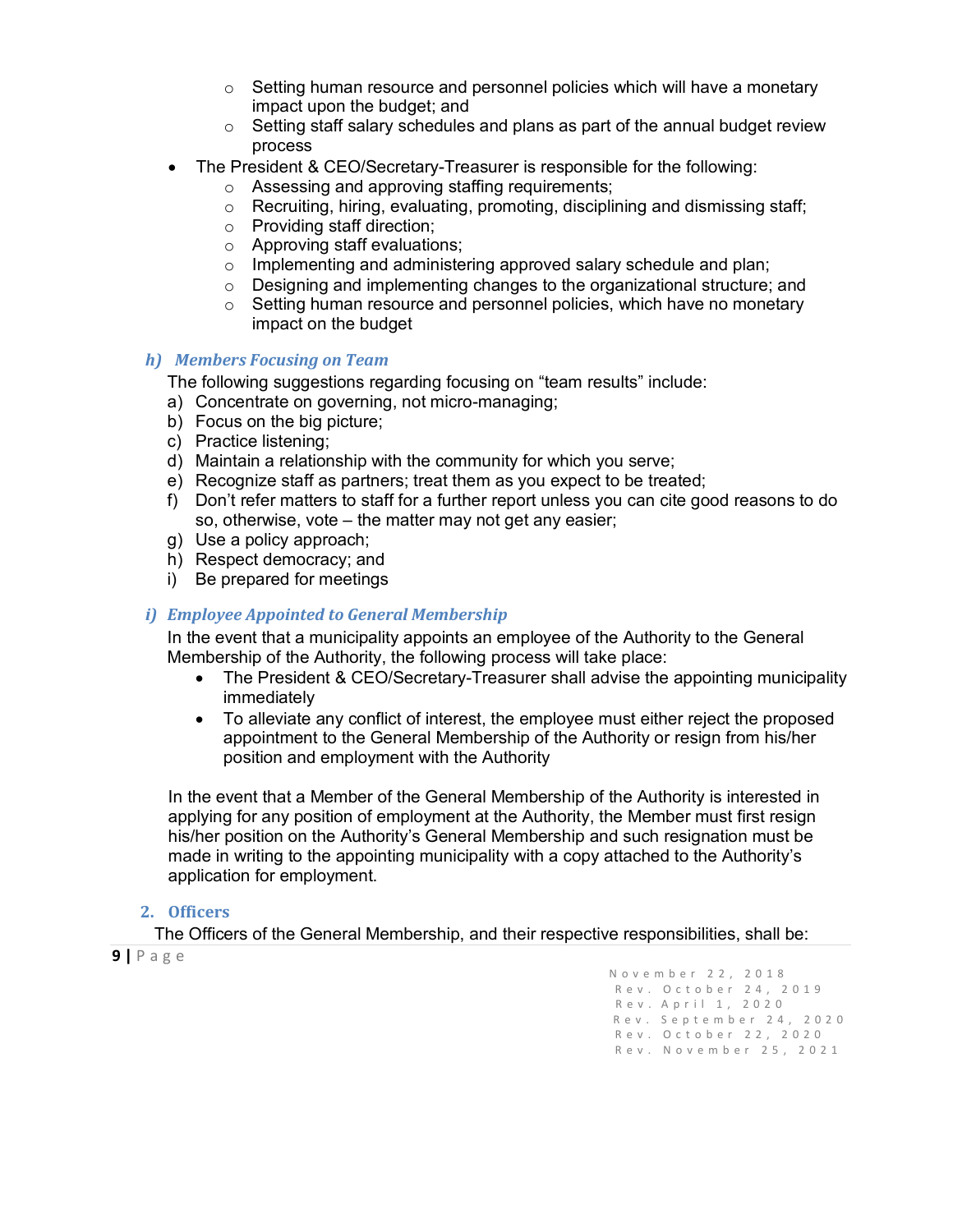- Setting human resource and personnel policies which will have a monetary impact upon the budget; and
  - Setting staff salary schedules and plans as part of the annual budget review process
- The President & CEO/Secretary-Treasurer is responsible for the following:
  - Assessing and approving staffing requirements;
  - Recruiting, hiring, evaluating, promoting, disciplining and dismissing staff;
  - Providing staff direction;
  - Approving staff evaluations;
  - Implementing and administering approved salary schedule and plan;
  - Designing and implementing changes to the organizational structure; and
  - Setting human resource and personnel policies, which have no monetary impact on the budget

### *h) Members Focusing on Team*

The following suggestions regarding focusing on "team results" include:

a) Concentrate on governing, not micro-managing;
b) Focus on the big picture;
c) Practice listening;
d) Maintain a relationship with the community for which you serve;
e) Recognize staff as partners; treat them as you expect to be treated;
f) Don't refer matters to staff for a further report unless you can cite good reasons to do so, otherwise, vote – the matter may not get any easier;
g) Use a policy approach;
h) Respect democracy; and
i) Be prepared for meetings

### *i) Employee Appointed to General Membership*

In the event that a municipality appoints an employee of the Authority to the General Membership of the Authority, the following process will take place:

- The President & CEO/Secretary-Treasurer shall advise the appointing municipality immediately
- To alleviate any conflict of interest, the employee must either reject the proposed appointment to the General Membership of the Authority or resign from his/her position and employment with the Authority

In the event that a Member of the General Membership of the Authority is interested in applying for any position of employment at the Authority, the Member must first resign his/her position on the Authority's General Membership and such resignation must be made in writing to the appointing municipality with a copy attached to the Authority's application for employment.

## 2. Officers

The Officers of the General Membership, and their respective responsibilities, shall be: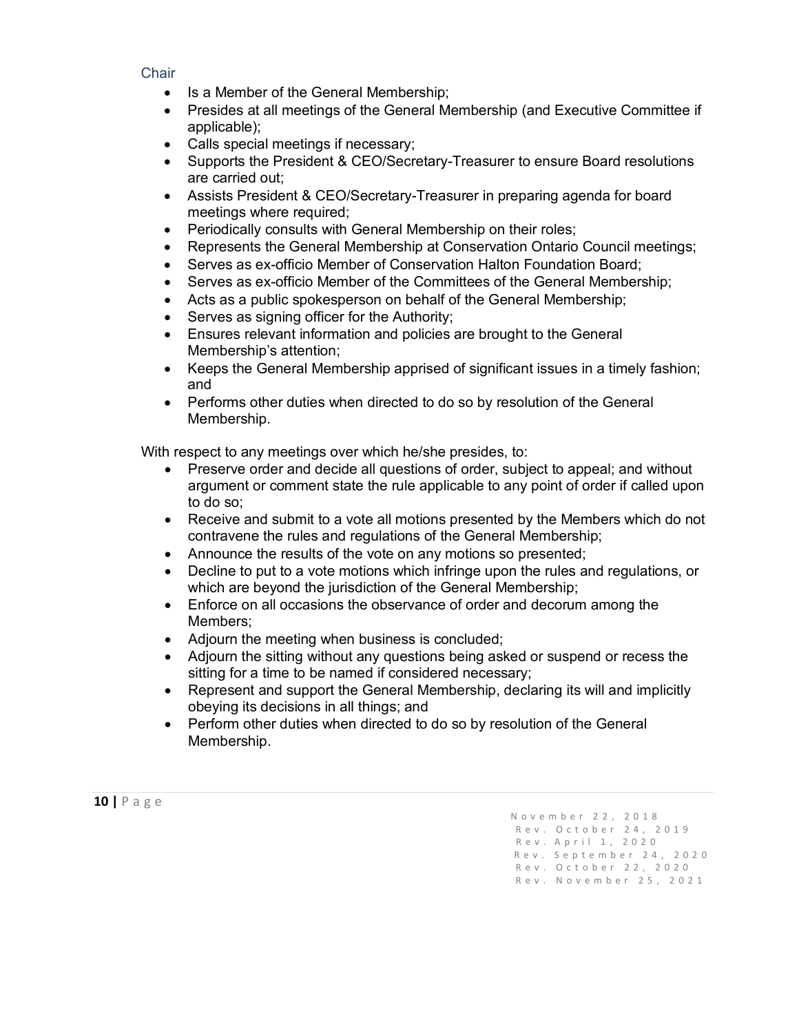### Chair

- Is a Member of the General Membership;
- Presides at all meetings of the General Membership (and Executive Committee if applicable);
- Calls special meetings if necessary;
- Supports the President & CEO/Secretary-Treasurer to ensure Board resolutions are carried out;
- Assists President & CEO/Secretary-Treasurer in preparing agenda for board meetings where required;
- Periodically consults with General Membership on their roles;
- Represents the General Membership at Conservation Ontario Council meetings;
- Serves as ex-officio Member of Conservation Halton Foundation Board;
- Serves as ex-officio Member of the Committees of the General Membership;
- Acts as a public spokesperson on behalf of the General Membership;
- Serves as signing officer for the Authority;
- Ensures relevant information and policies are brought to the General Membership's attention;
- Keeps the General Membership apprised of significant issues in a timely fashion; and
- Performs other duties when directed to do so by resolution of the General Membership.

With respect to any meetings over which he/she presides, to:

- Preserve order and decide all questions of order, subject to appeal; and without argument or comment state the rule applicable to any point of order if called upon to do so;
- Receive and submit to a vote all motions presented by the Members which do not contravene the rules and regulations of the General Membership;
- Announce the results of the vote on any motions so presented;
- Decline to put to a vote motions which infringe upon the rules and regulations, or which are beyond the jurisdiction of the General Membership;
- Enforce on all occasions the observance of order and decorum among the Members;
- Adjourn the meeting when business is concluded;
- Adjourn the sitting without any questions being asked or suspend or recess the sitting for a time to be named if considered necessary;
- Represent and support the General Membership, declaring its will and implicitly obeying its decisions in all things; and
- Perform other duties when directed to do so by resolution of the General Membership.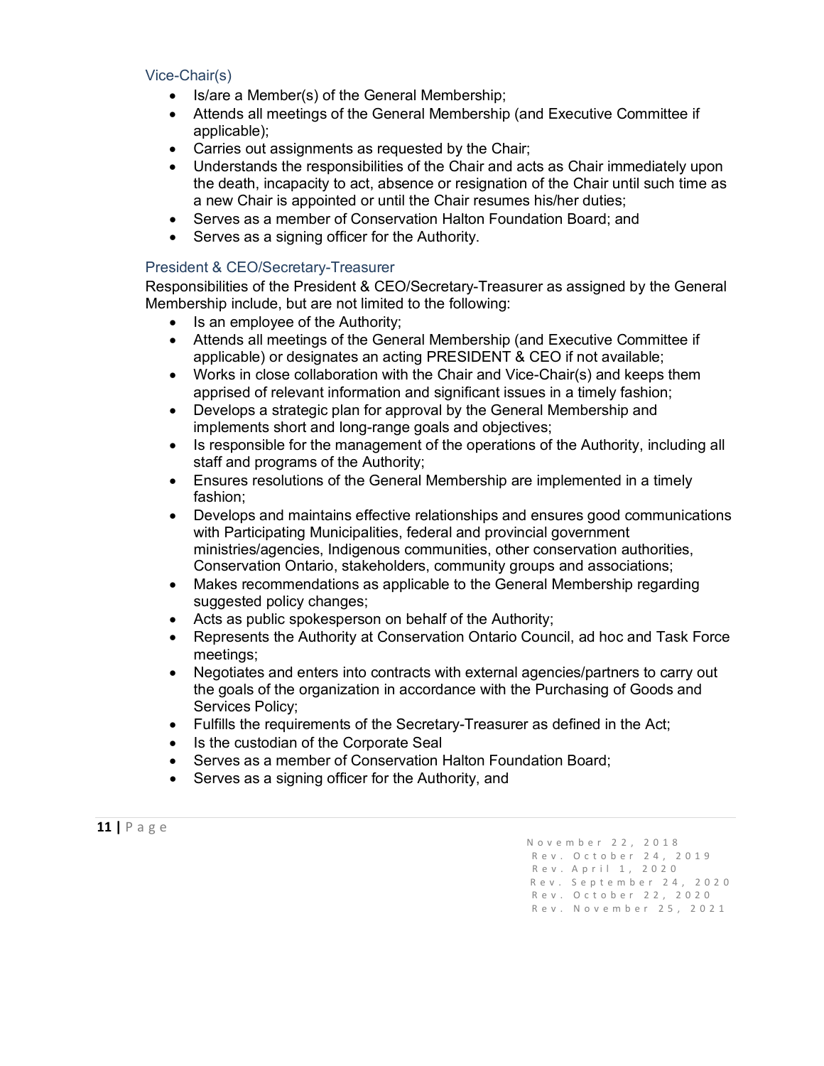### Vice-Chair(s)

- Is/are a Member(s) of the General Membership;
- Attends all meetings of the General Membership (and Executive Committee if applicable);
- Carries out assignments as requested by the Chair;
- Understands the responsibilities of the Chair and acts as Chair immediately upon the death, incapacity to act, absence or resignation of the Chair until such time as a new Chair is appointed or until the Chair resumes his/her duties;
- Serves as a member of Conservation Halton Foundation Board; and
- Serves as a signing officer for the Authority.

### President & CEO/Secretary-Treasurer

Responsibilities of the President & CEO/Secretary-Treasurer as assigned by the General Membership include, but are not limited to the following:

- Is an employee of the Authority;
- Attends all meetings of the General Membership (and Executive Committee if applicable) or designates an acting PRESIDENT & CEO if not available;
- Works in close collaboration with the Chair and Vice-Chair(s) and keeps them apprised of relevant information and significant issues in a timely fashion;
- Develops a strategic plan for approval by the General Membership and implements short and long-range goals and objectives;
- Is responsible for the management of the operations of the Authority, including all staff and programs of the Authority;
- Ensures resolutions of the General Membership are implemented in a timely fashion;
- Develops and maintains effective relationships and ensures good communications with Participating Municipalities, federal and provincial government ministries/agencies, Indigenous communities, other conservation authorities, Conservation Ontario, stakeholders, community groups and associations;
- Makes recommendations as applicable to the General Membership regarding suggested policy changes;
- Acts as public spokesperson on behalf of the Authority;
- Represents the Authority at Conservation Ontario Council, ad hoc and Task Force meetings;
- Negotiates and enters into contracts with external agencies/partners to carry out the goals of the organization in accordance with the Purchasing of Goods and Services Policy;
- Fulfills the requirements of the Secretary-Treasurer as defined in the Act;
- Is the custodian of the Corporate Seal
- Serves as a member of Conservation Halton Foundation Board;
- Serves as a signing officer for the Authority, and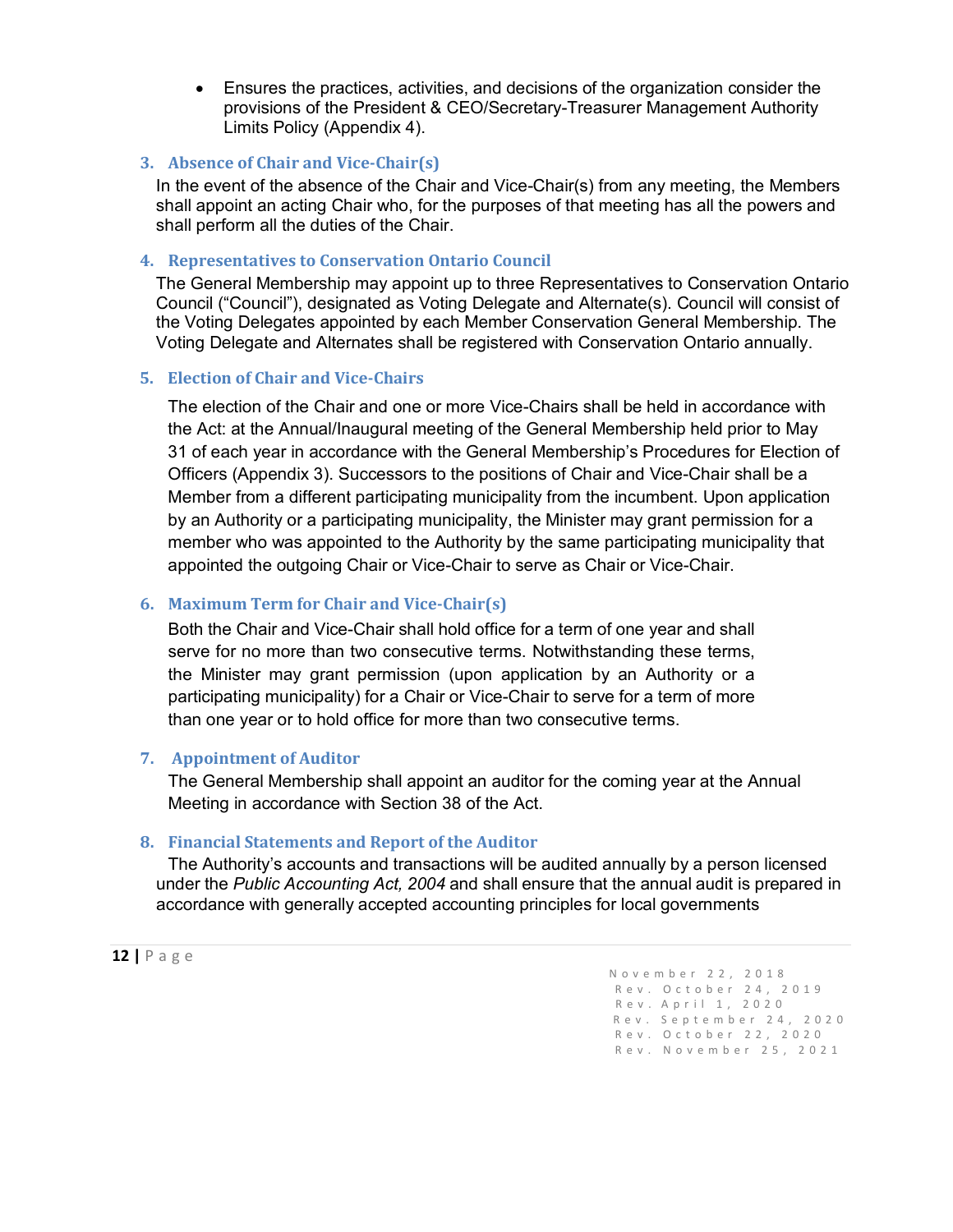- Ensures the practices, activities, and decisions of the organization consider the provisions of the President & CEO/Secretary-Treasurer Management Authority Limits Policy (Appendix 4).

### 3. Absence of Chair and Vice-Chair(s)

In the event of the absence of the Chair and Vice-Chair(s) from any meeting, the Members shall appoint an acting Chair who, for the purposes of that meeting has all the powers and shall perform all the duties of the Chair.

### 4. Representatives to Conservation Ontario Council

The General Membership may appoint up to three Representatives to Conservation Ontario Council ("Council"), designated as Voting Delegate and Alternate(s). Council will consist of the Voting Delegates appointed by each Member Conservation General Membership. The Voting Delegate and Alternates shall be registered with Conservation Ontario annually.

### 5. Election of Chair and Vice-Chairs

The election of the Chair and one or more Vice-Chairs shall be held in accordance with the Act: at the Annual/Inaugural meeting of the General Membership held prior to May 31 of each year in accordance with the General Membership's Procedures for Election of Officers (Appendix 3). Successors to the positions of Chair and Vice-Chair shall be a Member from a different participating municipality from the incumbent. Upon application by an Authority or a participating municipality, the Minister may grant permission for a member who was appointed to the Authority by the same participating municipality that appointed the outgoing Chair or Vice-Chair to serve as Chair or Vice-Chair.

### 6. Maximum Term for Chair and Vice-Chair(s)

Both the Chair and Vice-Chair shall hold office for a term of one year and shall serve for no more than two consecutive terms. Notwithstanding these terms, the Minister may grant permission (upon application by an Authority or a participating municipality) for a Chair or Vice-Chair to serve for a term of more than one year or to hold office for more than two consecutive terms.

### 7. Appointment of Auditor

The General Membership shall appoint an auditor for the coming year at the Annual Meeting in accordance with Section 38 of the Act.

### 8. Financial Statements and Report of the Auditor

The Authority's accounts and transactions will be audited annually by a person licensed under the *Public Accounting Act, 2004* and shall ensure that the annual audit is prepared in accordance with generally accepted accounting principles for local governments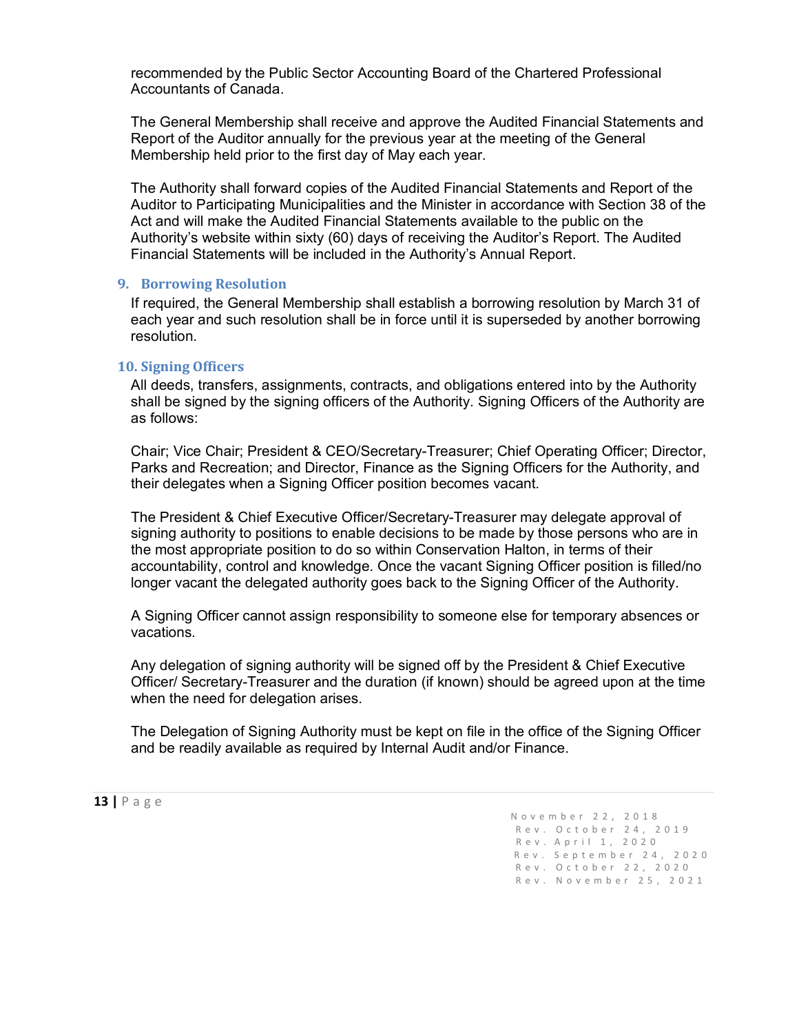recommended by the Public Sector Accounting Board of the Chartered Professional Accountants of Canada.

The General Membership shall receive and approve the Audited Financial Statements and Report of the Auditor annually for the previous year at the meeting of the General Membership held prior to the first day of May each year.

The Authority shall forward copies of the Audited Financial Statements and Report of the Auditor to Participating Municipalities and the Minister in accordance with Section 38 of the Act and will make the Audited Financial Statements available to the public on the Authority's website within sixty (60) days of receiving the Auditor's Report. The Audited Financial Statements will be included in the Authority's Annual Report.

## 9. Borrowing Resolution

If required, the General Membership shall establish a borrowing resolution by March 31 of each year and such resolution shall be in force until it is superseded by another borrowing resolution.

## 10. Signing Officers

All deeds, transfers, assignments, contracts, and obligations entered into by the Authority shall be signed by the signing officers of the Authority. Signing Officers of the Authority are as follows:

Chair; Vice Chair; President & CEO/Secretary-Treasurer; Chief Operating Officer; Director, Parks and Recreation; and Director, Finance as the Signing Officers for the Authority, and their delegates when a Signing Officer position becomes vacant.

The President & Chief Executive Officer/Secretary-Treasurer may delegate approval of signing authority to positions to enable decisions to be made by those persons who are in the most appropriate position to do so within Conservation Halton, in terms of their accountability, control and knowledge. Once the vacant Signing Officer position is filled/no longer vacant the delegated authority goes back to the Signing Officer of the Authority.

A Signing Officer cannot assign responsibility to someone else for temporary absences or vacations.

Any delegation of signing authority will be signed off by the President & Chief Executive Officer/ Secretary-Treasurer and the duration (if known) should be agreed upon at the time when the need for delegation arises.

The Delegation of Signing Authority must be kept on file in the office of the Signing Officer and be readily available as required by Internal Audit and/or Finance.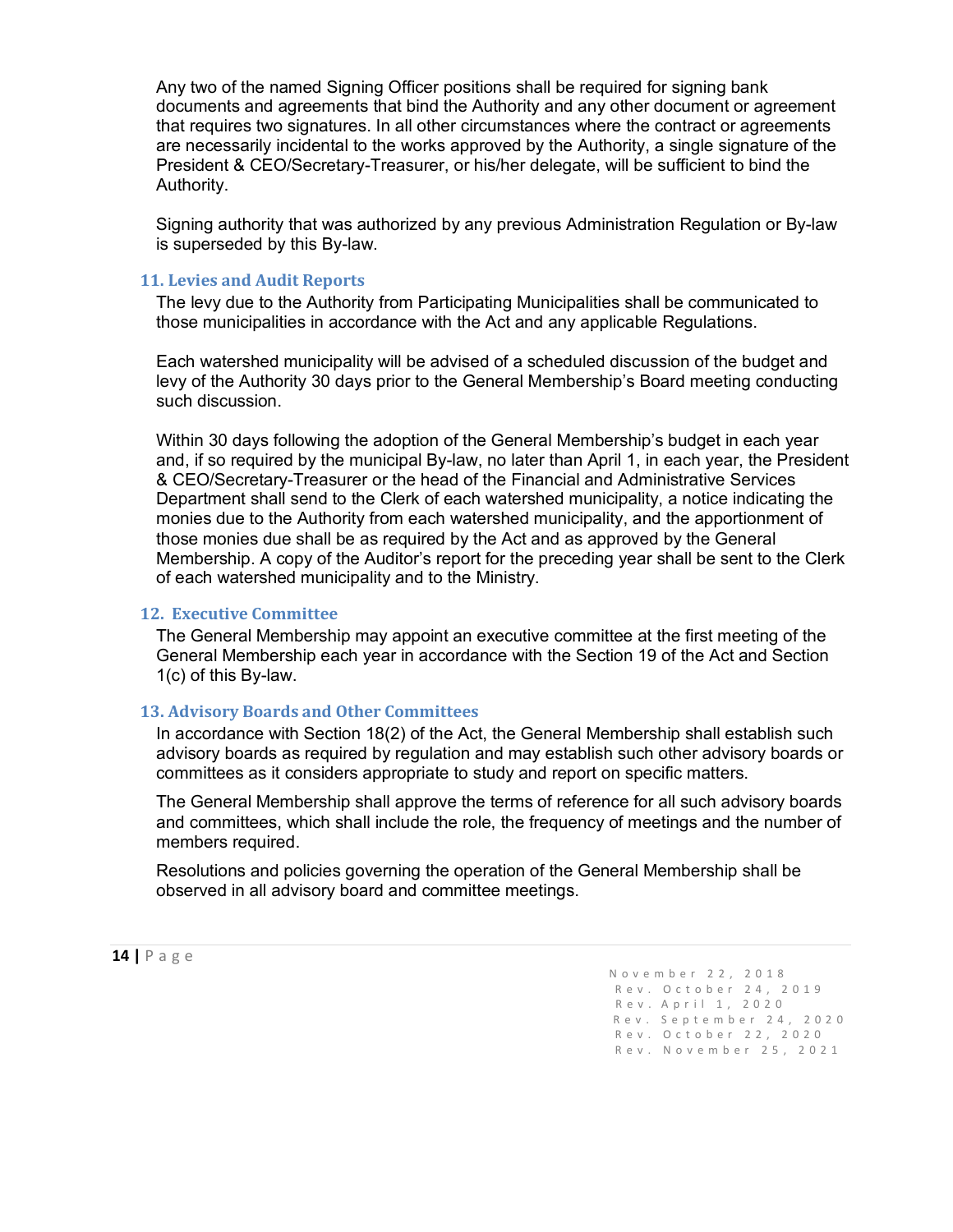Any two of the named Signing Officer positions shall be required for signing bank documents and agreements that bind the Authority and any other document or agreement that requires two signatures. In all other circumstances where the contract or agreements are necessarily incidental to the works approved by the Authority, a single signature of the President & CEO/Secretary-Treasurer, or his/her delegate, will be sufficient to bind the Authority.

Signing authority that was authorized by any previous Administration Regulation or By-law is superseded by this By-law.

### 11. Levies and Audit Reports

The levy due to the Authority from Participating Municipalities shall be communicated to those municipalities in accordance with the Act and any applicable Regulations.

Each watershed municipality will be advised of a scheduled discussion of the budget and levy of the Authority 30 days prior to the General Membership's Board meeting conducting such discussion.

Within 30 days following the adoption of the General Membership's budget in each year and, if so required by the municipal By-law, no later than April 1, in each year, the President & CEO/Secretary-Treasurer or the head of the Financial and Administrative Services Department shall send to the Clerk of each watershed municipality, a notice indicating the monies due to the Authority from each watershed municipality, and the apportionment of those monies due shall be as required by the Act and as approved by the General Membership. A copy of the Auditor's report for the preceding year shall be sent to the Clerk of each watershed municipality and to the Ministry.

### 12. Executive Committee

The General Membership may appoint an executive committee at the first meeting of the General Membership each year in accordance with the Section 19 of the Act and Section 1(c) of this By-law.

### 13. Advisory Boards and Other Committees

In accordance with Section 18(2) of the Act, the General Membership shall establish such advisory boards as required by regulation and may establish such other advisory boards or committees as it considers appropriate to study and report on specific matters.

The General Membership shall approve the terms of reference for all such advisory boards and committees, which shall include the role, the frequency of meetings and the number of members required.

Resolutions and policies governing the operation of the General Membership shall be observed in all advisory board and committee meetings.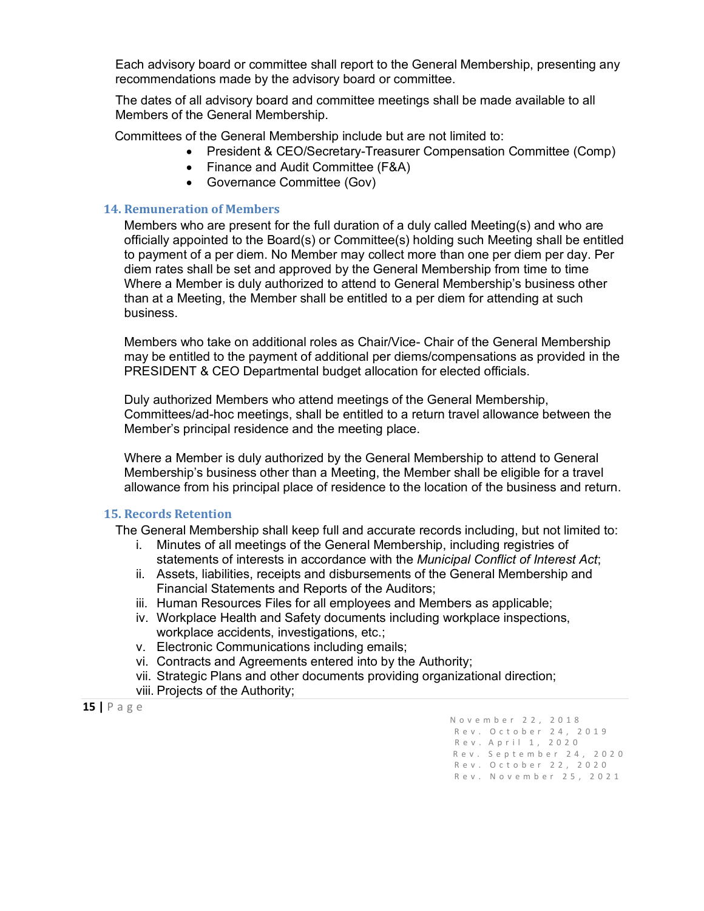Each advisory board or committee shall report to the General Membership, presenting any recommendations made by the advisory board or committee.

The dates of all advisory board and committee meetings shall be made available to all Members of the General Membership.

Committees of the General Membership include but are not limited to:

- President & CEO/Secretary-Treasurer Compensation Committee (Comp)
- Finance and Audit Committee (F&A)
- Governance Committee (Gov)

## 14. Remuneration of Members

Members who are present for the full duration of a duly called Meeting(s) and who are officially appointed to the Board(s) or Committee(s) holding such Meeting shall be entitled to payment of a per diem. No Member may collect more than one per diem per day. Per diem rates shall be set and approved by the General Membership from time to time Where a Member is duly authorized to attend to General Membership's business other than at a Meeting, the Member shall be entitled to a per diem for attending at such business.

Members who take on additional roles as Chair/Vice- Chair of the General Membership may be entitled to the payment of additional per diems/compensations as provided in the PRESIDENT & CEO Departmental budget allocation for elected officials.

Duly authorized Members who attend meetings of the General Membership, Committees/ad-hoc meetings, shall be entitled to a return travel allowance between the Member's principal residence and the meeting place.

Where a Member is duly authorized by the General Membership to attend to General Membership's business other than a Meeting, the Member shall be eligible for a travel allowance from his principal place of residence to the location of the business and return.

## 15. Records Retention

The General Membership shall keep full and accurate records including, but not limited to:

i. Minutes of all meetings of the General Membership, including registries of statements of interests in accordance with the *Municipal Conflict of Interest Act*;
ii. Assets, liabilities, receipts and disbursements of the General Membership and Financial Statements and Reports of the Auditors;
iii. Human Resources Files for all employees and Members as applicable;
iv. Workplace Health and Safety documents including workplace inspections, workplace accidents, investigations, etc.;
v. Electronic Communications including emails;
vi. Contracts and Agreements entered into by the Authority;
vii. Strategic Plans and other documents providing organizational direction;
viii. Projects of the Authority;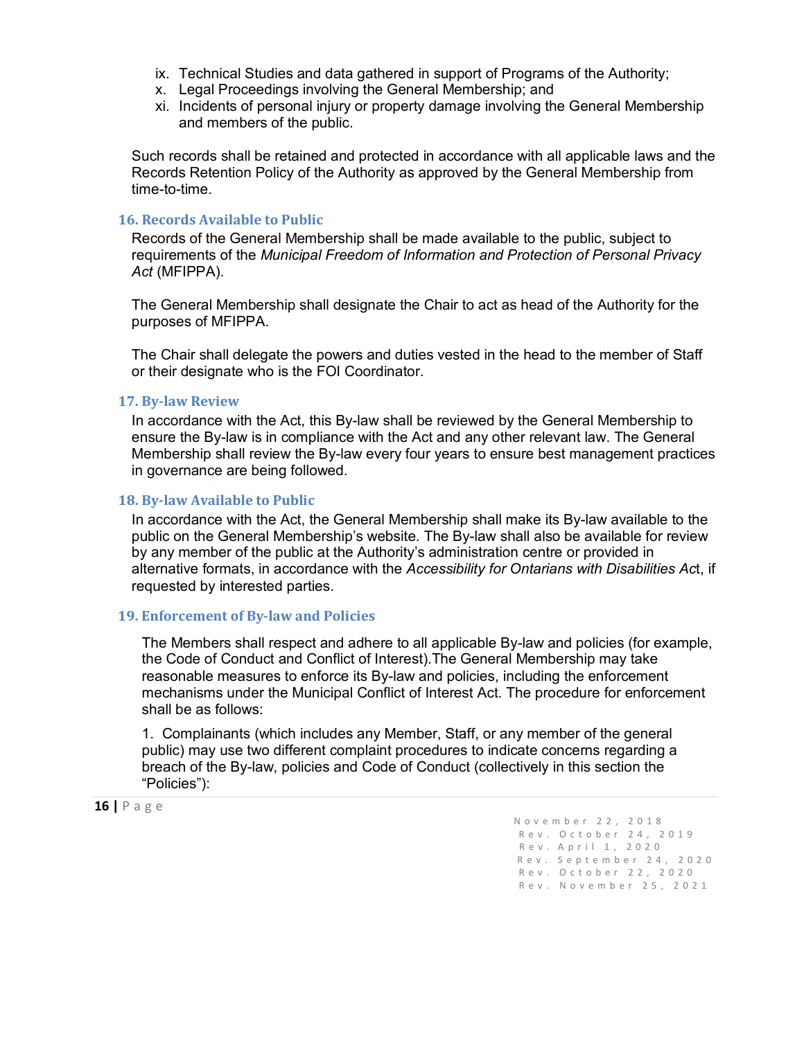ix. Technical Studies and data gathered in support of Programs of the Authority;
x. Legal Proceedings involving the General Membership; and
xi. Incidents of personal injury or property damage involving the General Membership and members of the public.

Such records shall be retained and protected in accordance with all applicable laws and the Records Retention Policy of the Authority as approved by the General Membership from time-to-time.

## 16. Records Available to Public

Records of the General Membership shall be made available to the public, subject to requirements of the *Municipal Freedom of Information and Protection of Personal Privacy Act* (MFIPPA).

The General Membership shall designate the Chair to act as head of the Authority for the purposes of MFIPPA.

The Chair shall delegate the powers and duties vested in the head to the member of Staff or their designate who is the FOI Coordinator.

## 17. By-law Review

In accordance with the Act, this By-law shall be reviewed by the General Membership to ensure the By-law is in compliance with the Act and any other relevant law. The General Membership shall review the By-law every four years to ensure best management practices in governance are being followed.

## 18. By-law Available to Public

In accordance with the Act, the General Membership shall make its By-law available to the public on the General Membership's website. The By-law shall also be available for review by any member of the public at the Authority's administration centre or provided in alternative formats, in accordance with the *Accessibility for Ontarians with Disabilities Ac*t, if requested by interested parties.

## 19. Enforcement of By-law and Policies

The Members shall respect and adhere to all applicable By-law and policies (for example, the Code of Conduct and Conflict of Interest).The General Membership may take reasonable measures to enforce its By-law and policies, including the enforcement mechanisms under the Municipal Conflict of Interest Act. The procedure for enforcement shall be as follows:

1. Complainants (which includes any Member, Staff, or any member of the general public) may use two different complaint procedures to indicate concerns regarding a breach of the By-law, policies and Code of Conduct (collectively in this section the "Policies"):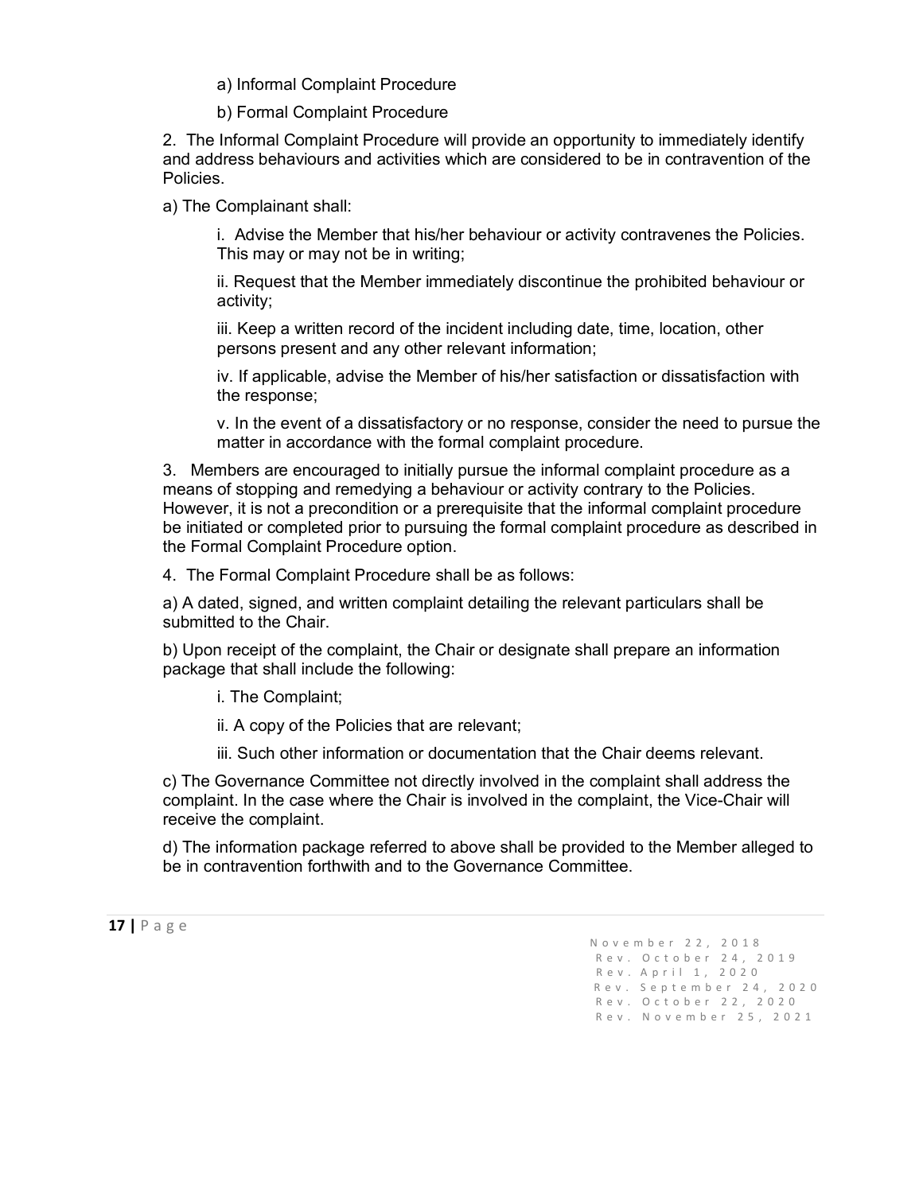a) Informal Complaint Procedure

b) Formal Complaint Procedure

2. The Informal Complaint Procedure will provide an opportunity to immediately identify and address behaviours and activities which are considered to be in contravention of the Policies.

a) The Complainant shall:

i. Advise the Member that his/her behaviour or activity contravenes the Policies. This may or may not be in writing;

ii. Request that the Member immediately discontinue the prohibited behaviour or activity;

iii. Keep a written record of the incident including date, time, location, other persons present and any other relevant information;

iv. If applicable, advise the Member of his/her satisfaction or dissatisfaction with the response;

v. In the event of a dissatisfactory or no response, consider the need to pursue the matter in accordance with the formal complaint procedure.

3. Members are encouraged to initially pursue the informal complaint procedure as a means of stopping and remedying a behaviour or activity contrary to the Policies. However, it is not a precondition or a prerequisite that the informal complaint procedure be initiated or completed prior to pursuing the formal complaint procedure as described in the Formal Complaint Procedure option.

4. The Formal Complaint Procedure shall be as follows:

a) A dated, signed, and written complaint detailing the relevant particulars shall be submitted to the Chair.

b) Upon receipt of the complaint, the Chair or designate shall prepare an information package that shall include the following:

i. The Complaint;

ii. A copy of the Policies that are relevant;

iii. Such other information or documentation that the Chair deems relevant.

c) The Governance Committee not directly involved in the complaint shall address the complaint. In the case where the Chair is involved in the complaint, the Vice-Chair will receive the complaint.

d) The information package referred to above shall be provided to the Member alleged to be in contravention forthwith and to the Governance Committee.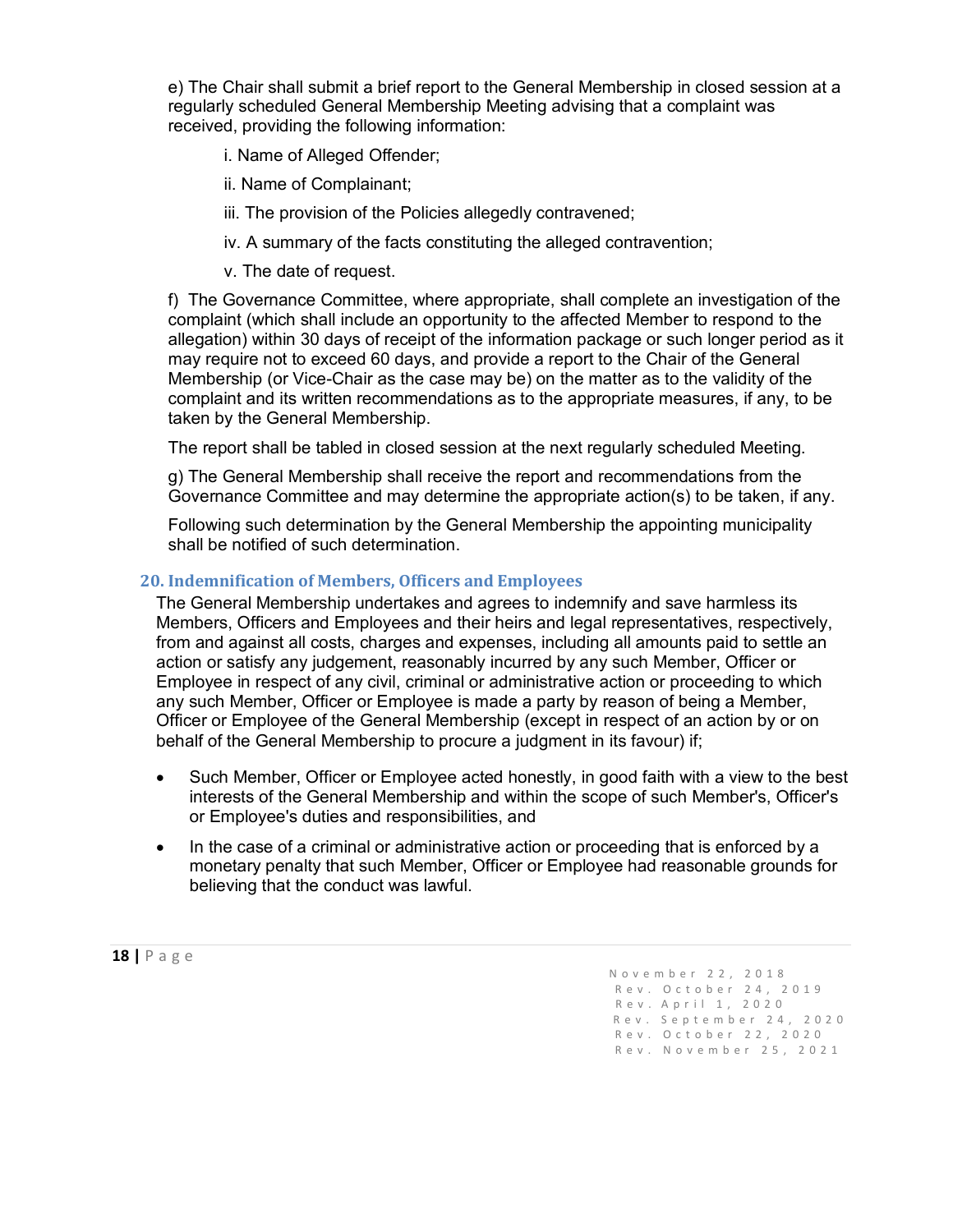e) The Chair shall submit a brief report to the General Membership in closed session at a regularly scheduled General Membership Meeting advising that a complaint was received, providing the following information:

i. Name of Alleged Offender;

ii. Name of Complainant;

iii. The provision of the Policies allegedly contravened;

iv. A summary of the facts constituting the alleged contravention;

v. The date of request.

f) The Governance Committee, where appropriate, shall complete an investigation of the complaint (which shall include an opportunity to the affected Member to respond to the allegation) within 30 days of receipt of the information package or such longer period as it may require not to exceed 60 days, and provide a report to the Chair of the General Membership (or Vice-Chair as the case may be) on the matter as to the validity of the complaint and its written recommendations as to the appropriate measures, if any, to be taken by the General Membership.

The report shall be tabled in closed session at the next regularly scheduled Meeting.

g) The General Membership shall receive the report and recommendations from the Governance Committee and may determine the appropriate action(s) to be taken, if any.

Following such determination by the General Membership the appointing municipality shall be notified of such determination.

## 20. Indemnification of Members, Officers and Employees

The General Membership undertakes and agrees to indemnify and save harmless its Members, Officers and Employees and their heirs and legal representatives, respectively, from and against all costs, charges and expenses, including all amounts paid to settle an action or satisfy any judgement, reasonably incurred by any such Member, Officer or Employee in respect of any civil, criminal or administrative action or proceeding to which any such Member, Officer or Employee is made a party by reason of being a Member, Officer or Employee of the General Membership (except in respect of an action by or on behalf of the General Membership to procure a judgment in its favour) if;

- Such Member, Officer or Employee acted honestly, in good faith with a view to the best interests of the General Membership and within the scope of such Member's, Officer's or Employee's duties and responsibilities, and
- In the case of a criminal or administrative action or proceeding that is enforced by a monetary penalty that such Member, Officer or Employee had reasonable grounds for believing that the conduct was lawful.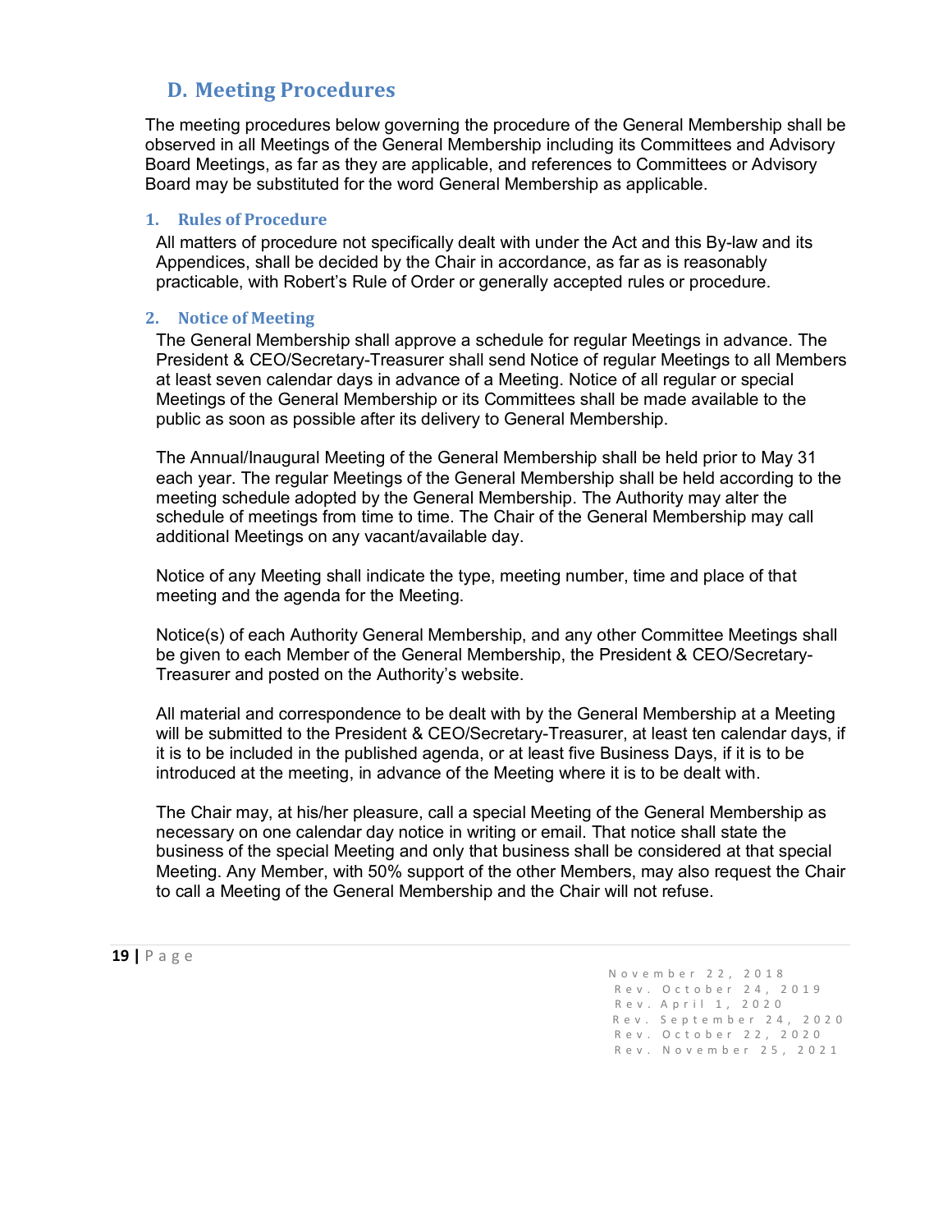## D. Meeting Procedures

The meeting procedures below governing the procedure of the General Membership shall be observed in all Meetings of the General Membership including its Committees and Advisory Board Meetings, as far as they are applicable, and references to Committees or Advisory Board may be substituted for the word General Membership as applicable.

### 1. Rules of Procedure

All matters of procedure not specifically dealt with under the Act and this By-law and its Appendices, shall be decided by the Chair in accordance, as far as is reasonably practicable, with Robert's Rule of Order or generally accepted rules or procedure.

### 2. Notice of Meeting

The General Membership shall approve a schedule for regular Meetings in advance. The President & CEO/Secretary-Treasurer shall send Notice of regular Meetings to all Members at least seven calendar days in advance of a Meeting. Notice of all regular or special Meetings of the General Membership or its Committees shall be made available to the public as soon as possible after its delivery to General Membership.

The Annual/Inaugural Meeting of the General Membership shall be held prior to May 31 each year. The regular Meetings of the General Membership shall be held according to the meeting schedule adopted by the General Membership. The Authority may alter the schedule of meetings from time to time. The Chair of the General Membership may call additional Meetings on any vacant/available day.

Notice of any Meeting shall indicate the type, meeting number, time and place of that meeting and the agenda for the Meeting.

Notice(s) of each Authority General Membership, and any other Committee Meetings shall be given to each Member of the General Membership, the President & CEO/Secretary-Treasurer and posted on the Authority's website.

All material and correspondence to be dealt with by the General Membership at a Meeting will be submitted to the President & CEO/Secretary-Treasurer, at least ten calendar days, if it is to be included in the published agenda, or at least five Business Days, if it is to be introduced at the meeting, in advance of the Meeting where it is to be dealt with.

The Chair may, at his/her pleasure, call a special Meeting of the General Membership as necessary on one calendar day notice in writing or email. That notice shall state the business of the special Meeting and only that business shall be considered at that special Meeting. Any Member, with 50% support of the other Members, may also request the Chair to call a Meeting of the General Membership and the Chair will not refuse.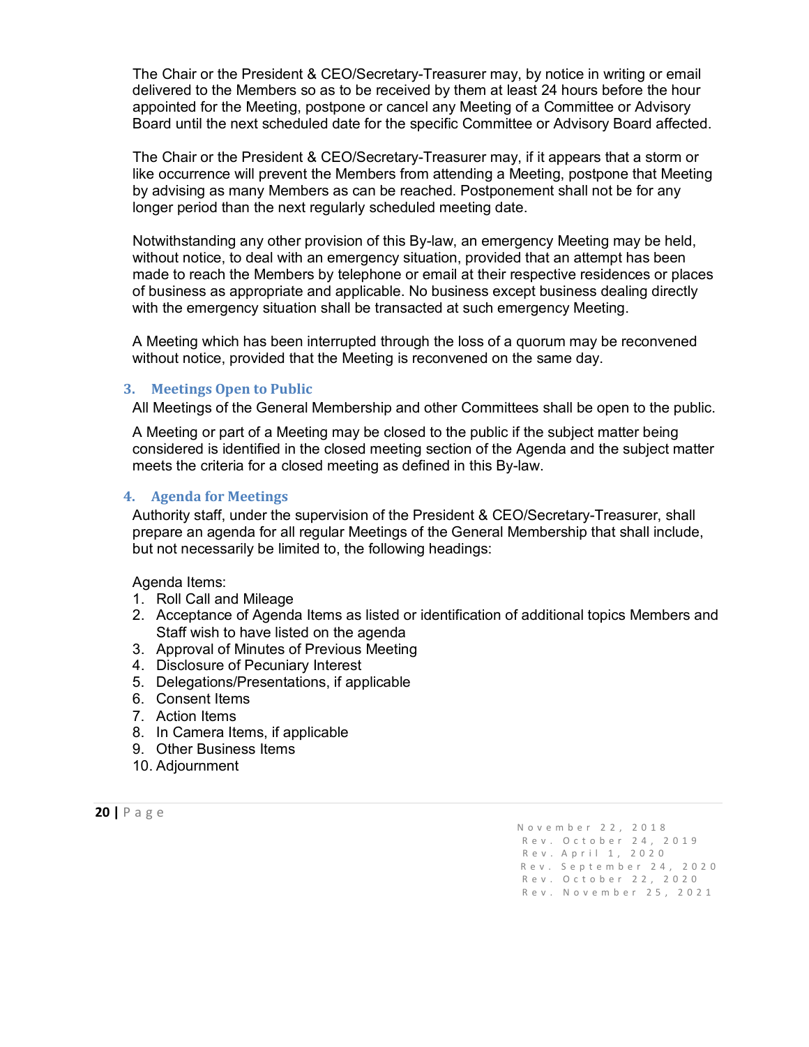The Chair or the President & CEO/Secretary-Treasurer may, by notice in writing or email delivered to the Members so as to be received by them at least 24 hours before the hour appointed for the Meeting, postpone or cancel any Meeting of a Committee or Advisory Board until the next scheduled date for the specific Committee or Advisory Board affected.

The Chair or the President & CEO/Secretary-Treasurer may, if it appears that a storm or like occurrence will prevent the Members from attending a Meeting, postpone that Meeting by advising as many Members as can be reached. Postponement shall not be for any longer period than the next regularly scheduled meeting date.

Notwithstanding any other provision of this By-law, an emergency Meeting may be held, without notice, to deal with an emergency situation, provided that an attempt has been made to reach the Members by telephone or email at their respective residences or places of business as appropriate and applicable. No business except business dealing directly with the emergency situation shall be transacted at such emergency Meeting.

A Meeting which has been interrupted through the loss of a quorum may be reconvened without notice, provided that the Meeting is reconvened on the same day.

### 3. Meetings Open to Public

All Meetings of the General Membership and other Committees shall be open to the public.

A Meeting or part of a Meeting may be closed to the public if the subject matter being considered is identified in the closed meeting section of the Agenda and the subject matter meets the criteria for a closed meeting as defined in this By-law.

### 4. Agenda for Meetings

Authority staff, under the supervision of the President & CEO/Secretary-Treasurer, shall prepare an agenda for all regular Meetings of the General Membership that shall include, but not necessarily be limited to, the following headings:

Agenda Items:

1. Roll Call and Mileage
2. Acceptance of Agenda Items as listed or identification of additional topics Members and Staff wish to have listed on the agenda
3. Approval of Minutes of Previous Meeting
4. Disclosure of Pecuniary Interest
5. Delegations/Presentations, if applicable
6. Consent Items
7. Action Items
8. In Camera Items, if applicable
9. Other Business Items
10. Adjournment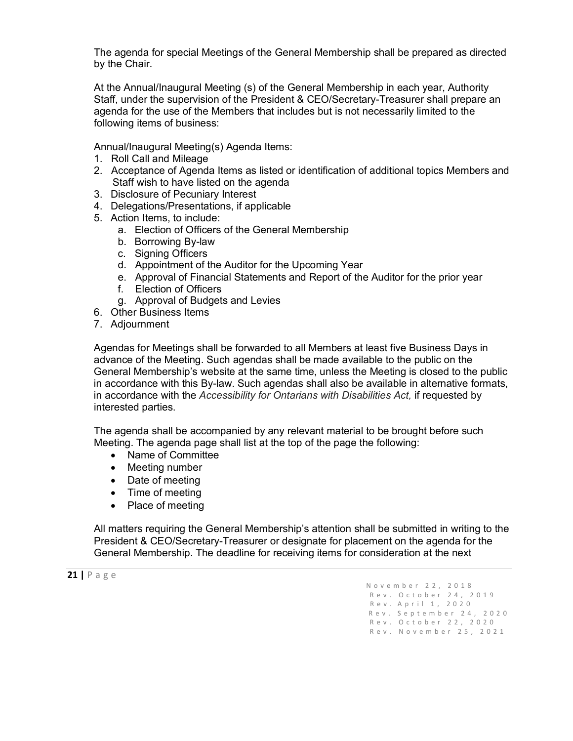The agenda for special Meetings of the General Membership shall be prepared as directed by the Chair.

At the Annual/Inaugural Meeting (s) of the General Membership in each year, Authority Staff, under the supervision of the President & CEO/Secretary-Treasurer shall prepare an agenda for the use of the Members that includes but is not necessarily limited to the following items of business:

Annual/Inaugural Meeting(s) Agenda Items:

1. Roll Call and Mileage
2. Acceptance of Agenda Items as listed or identification of additional topics Members and Staff wish to have listed on the agenda
3. Disclosure of Pecuniary Interest
4. Delegations/Presentations, if applicable
5. Action Items, to include:
   a. Election of Officers of the General Membership
   b. Borrowing By-law
   c. Signing Officers
   d. Appointment of the Auditor for the Upcoming Year
   e. Approval of Financial Statements and Report of the Auditor for the prior year
   f. Election of Officers
   g. Approval of Budgets and Levies
6. Other Business Items
7. Adjournment

Agendas for Meetings shall be forwarded to all Members at least five Business Days in advance of the Meeting. Such agendas shall be made available to the public on the General Membership's website at the same time, unless the Meeting is closed to the public in accordance with this By-law. Such agendas shall also be available in alternative formats, in accordance with the *Accessibility for Ontarians with Disabilities Act,* if requested by interested parties.

The agenda shall be accompanied by any relevant material to be brought before such Meeting. The agenda page shall list at the top of the page the following:

- Name of Committee
- Meeting number
- Date of meeting
- Time of meeting
- Place of meeting

All matters requiring the General Membership's attention shall be submitted in writing to the President & CEO/Secretary-Treasurer or designate for placement on the agenda for the General Membership. The deadline for receiving items for consideration at the next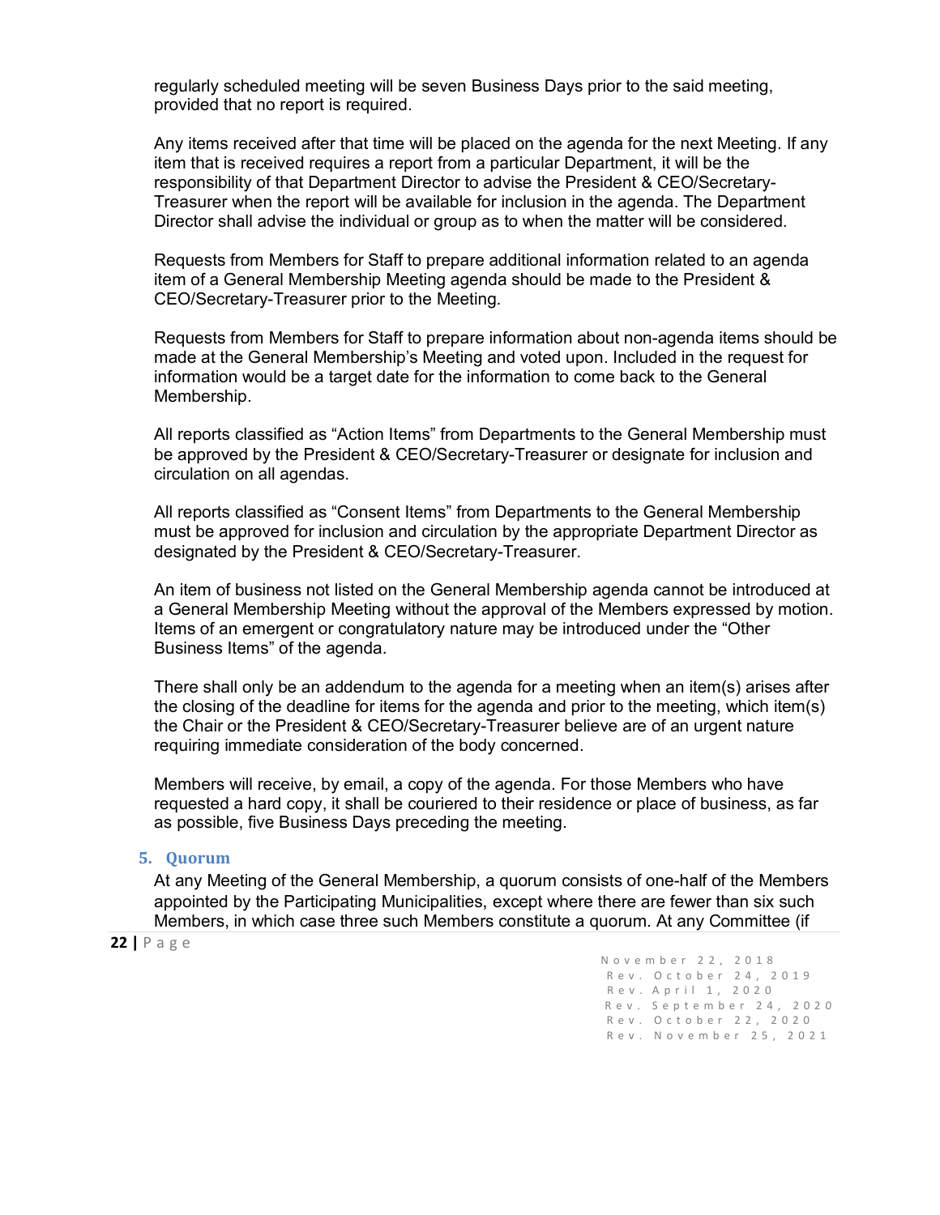regularly scheduled meeting will be seven Business Days prior to the said meeting, provided that no report is required.

Any items received after that time will be placed on the agenda for the next Meeting. If any item that is received requires a report from a particular Department, it will be the responsibility of that Department Director to advise the President & CEO/Secretary-Treasurer when the report will be available for inclusion in the agenda. The Department Director shall advise the individual or group as to when the matter will be considered.

Requests from Members for Staff to prepare additional information related to an agenda item of a General Membership Meeting agenda should be made to the President & CEO/Secretary-Treasurer prior to the Meeting.

Requests from Members for Staff to prepare information about non-agenda items should be made at the General Membership's Meeting and voted upon. Included in the request for information would be a target date for the information to come back to the General Membership.

All reports classified as "Action Items" from Departments to the General Membership must be approved by the President & CEO/Secretary-Treasurer or designate for inclusion and circulation on all agendas.

All reports classified as "Consent Items" from Departments to the General Membership must be approved for inclusion and circulation by the appropriate Department Director as designated by the President & CEO/Secretary-Treasurer.

An item of business not listed on the General Membership agenda cannot be introduced at a General Membership Meeting without the approval of the Members expressed by motion. Items of an emergent or congratulatory nature may be introduced under the "Other Business Items" of the agenda.

There shall only be an addendum to the agenda for a meeting when an item(s) arises after the closing of the deadline for items for the agenda and prior to the meeting, which item(s) the Chair or the President & CEO/Secretary-Treasurer believe are of an urgent nature requiring immediate consideration of the body concerned.

Members will receive, by email, a copy of the agenda. For those Members who have requested a hard copy, it shall be couriered to their residence or place of business, as far as possible, five Business Days preceding the meeting.

### 5. Quorum

At any Meeting of the General Membership, a quorum consists of one-half of the Members appointed by the Participating Municipalities, except where there are fewer than six such Members, in which case three such Members constitute a quorum. At any Committee (if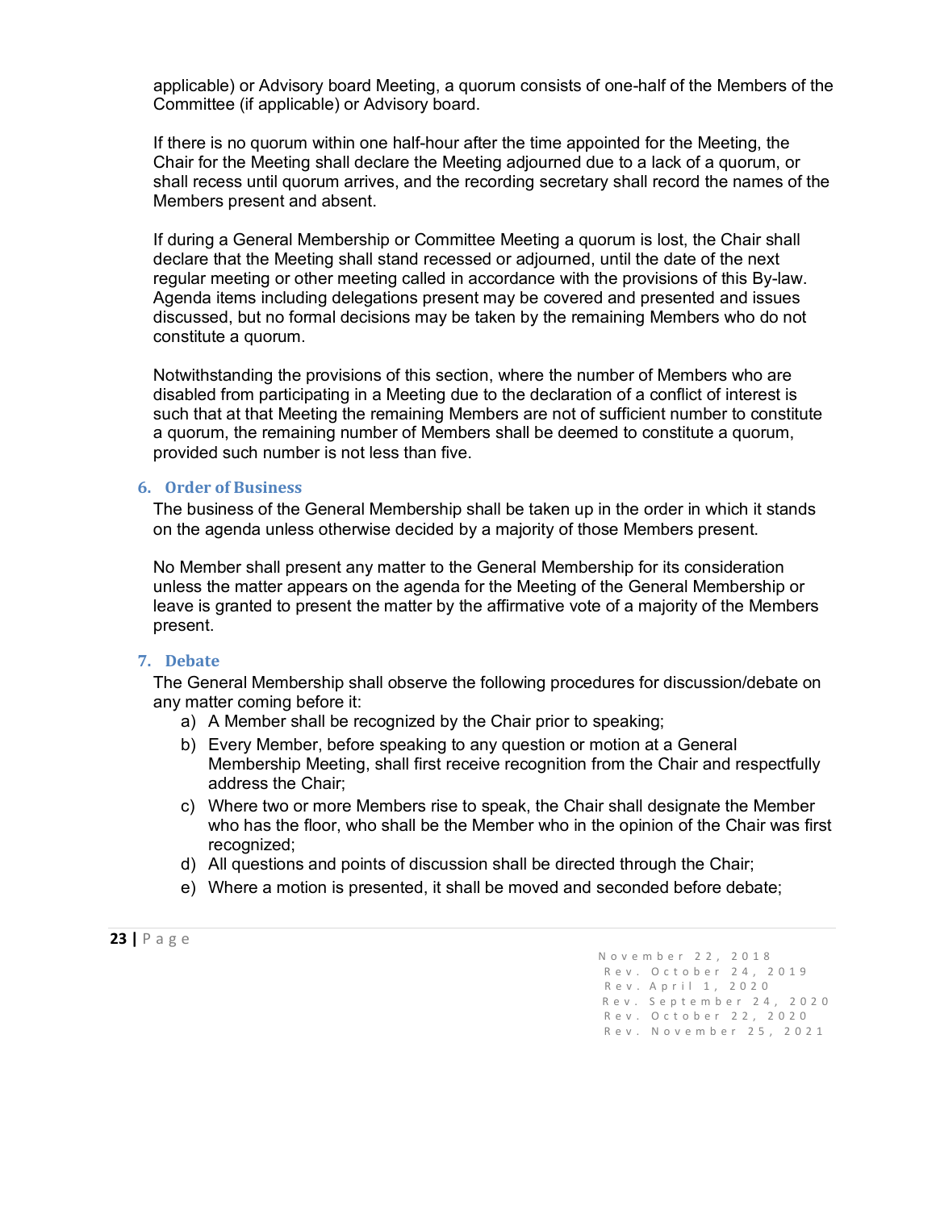applicable) or Advisory board Meeting, a quorum consists of one-half of the Members of the Committee (if applicable) or Advisory board.

If there is no quorum within one half-hour after the time appointed for the Meeting, the Chair for the Meeting shall declare the Meeting adjourned due to a lack of a quorum, or shall recess until quorum arrives, and the recording secretary shall record the names of the Members present and absent.

If during a General Membership or Committee Meeting a quorum is lost, the Chair shall declare that the Meeting shall stand recessed or adjourned, until the date of the next regular meeting or other meeting called in accordance with the provisions of this By-law. Agenda items including delegations present may be covered and presented and issues discussed, but no formal decisions may be taken by the remaining Members who do not constitute a quorum.

Notwithstanding the provisions of this section, where the number of Members who are disabled from participating in a Meeting due to the declaration of a conflict of interest is such that at that Meeting the remaining Members are not of sufficient number to constitute a quorum, the remaining number of Members shall be deemed to constitute a quorum, provided such number is not less than five.

## 6. Order of Business

The business of the General Membership shall be taken up in the order in which it stands on the agenda unless otherwise decided by a majority of those Members present.

No Member shall present any matter to the General Membership for its consideration unless the matter appears on the agenda for the Meeting of the General Membership or leave is granted to present the matter by the affirmative vote of a majority of the Members present.

## 7. Debate

The General Membership shall observe the following procedures for discussion/debate on any matter coming before it:

a) A Member shall be recognized by the Chair prior to speaking;
b) Every Member, before speaking to any question or motion at a General Membership Meeting, shall first receive recognition from the Chair and respectfully address the Chair;
c) Where two or more Members rise to speak, the Chair shall designate the Member who has the floor, who shall be the Member who in the opinion of the Chair was first recognized;
d) All questions and points of discussion shall be directed through the Chair;
e) Where a motion is presented, it shall be moved and seconded before debate;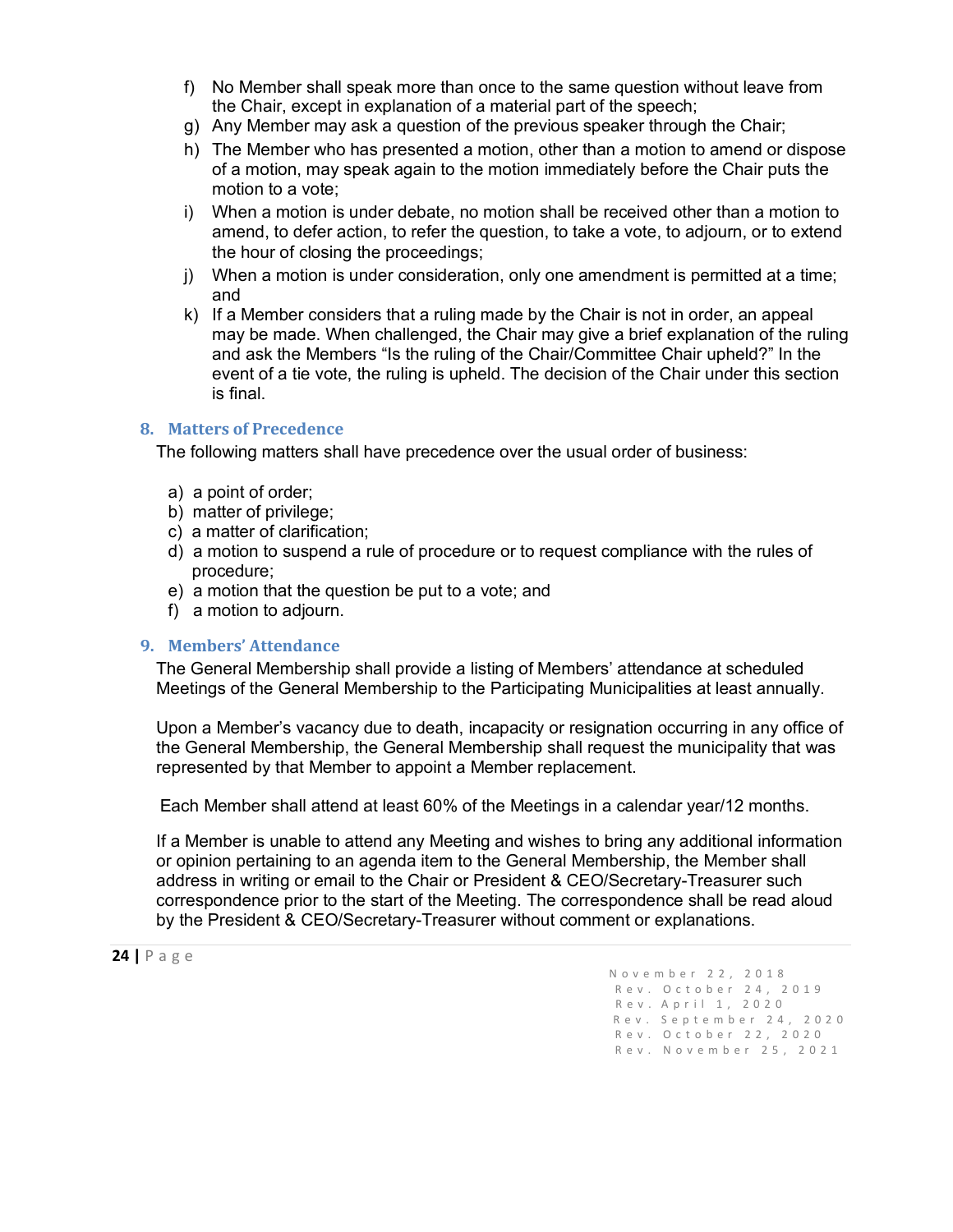f) No Member shall speak more than once to the same question without leave from the Chair, except in explanation of a material part of the speech;
g) Any Member may ask a question of the previous speaker through the Chair;
h) The Member who has presented a motion, other than a motion to amend or dispose of a motion, may speak again to the motion immediately before the Chair puts the motion to a vote;
i) When a motion is under debate, no motion shall be received other than a motion to amend, to defer action, to refer the question, to take a vote, to adjourn, or to extend the hour of closing the proceedings;
j) When a motion is under consideration, only one amendment is permitted at a time; and
k) If a Member considers that a ruling made by the Chair is not in order, an appeal may be made. When challenged, the Chair may give a brief explanation of the ruling and ask the Members "Is the ruling of the Chair/Committee Chair upheld?" In the event of a tie vote, the ruling is upheld. The decision of the Chair under this section is final.

## 8. Matters of Precedence

The following matters shall have precedence over the usual order of business:

a) a point of order;
b) matter of privilege;
c) a matter of clarification;
d) a motion to suspend a rule of procedure or to request compliance with the rules of procedure;
e) a motion that the question be put to a vote; and
f) a motion to adjourn.

## 9. Members' Attendance

The General Membership shall provide a listing of Members' attendance at scheduled Meetings of the General Membership to the Participating Municipalities at least annually.

Upon a Member's vacancy due to death, incapacity or resignation occurring in any office of the General Membership, the General Membership shall request the municipality that was represented by that Member to appoint a Member replacement.

Each Member shall attend at least 60% of the Meetings in a calendar year/12 months.

If a Member is unable to attend any Meeting and wishes to bring any additional information or opinion pertaining to an agenda item to the General Membership, the Member shall address in writing or email to the Chair or President & CEO/Secretary-Treasurer such correspondence prior to the start of the Meeting. The correspondence shall be read aloud by the President & CEO/Secretary-Treasurer without comment or explanations.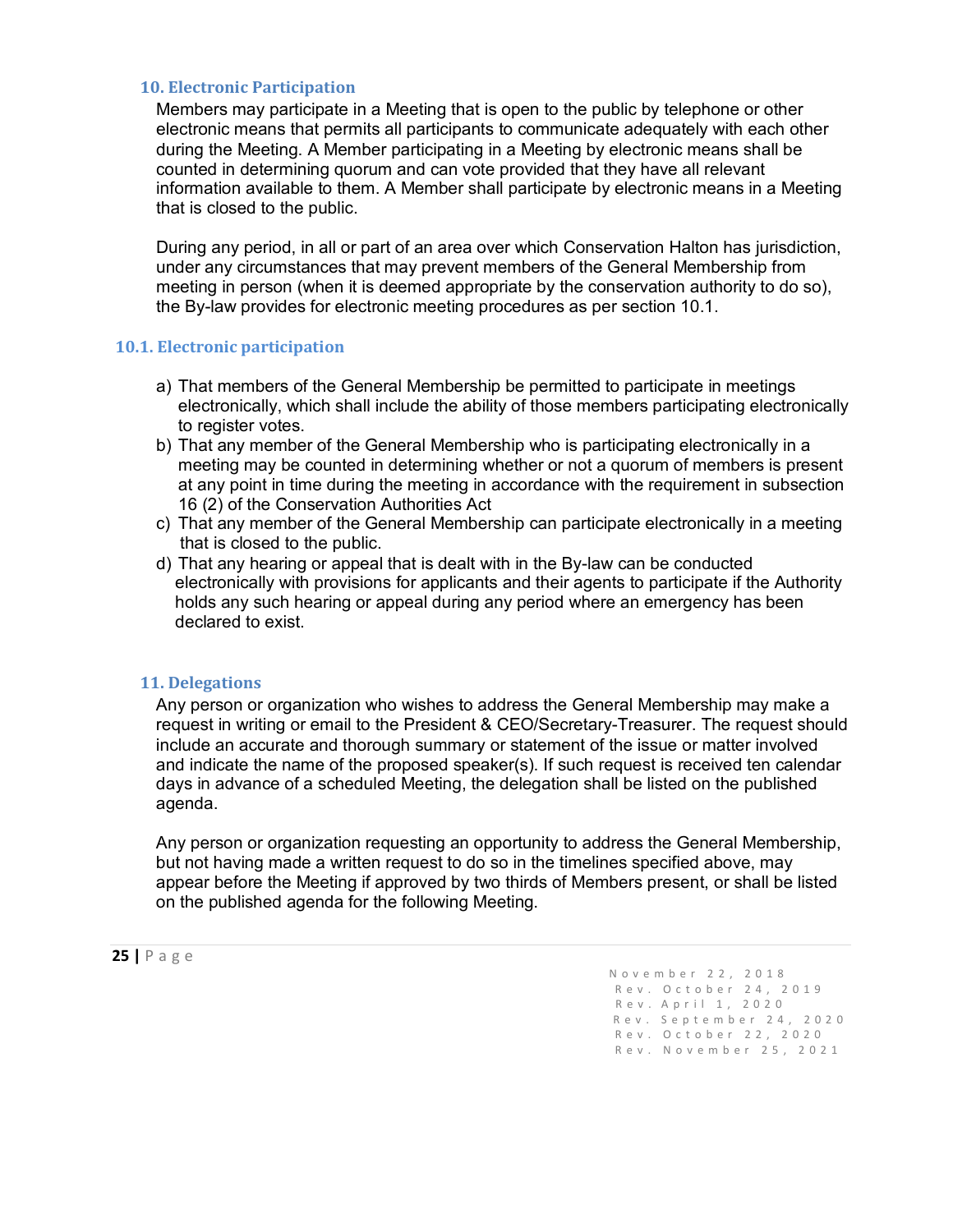## 10. Electronic Participation

Members may participate in a Meeting that is open to the public by telephone or other electronic means that permits all participants to communicate adequately with each other during the Meeting. A Member participating in a Meeting by electronic means shall be counted in determining quorum and can vote provided that they have all relevant information available to them. A Member shall participate by electronic means in a Meeting that is closed to the public.

During any period, in all or part of an area over which Conservation Halton has jurisdiction, under any circumstances that may prevent members of the General Membership from meeting in person (when it is deemed appropriate by the conservation authority to do so), the By-law provides for electronic meeting procedures as per section 10.1.

### 10.1. Electronic participation

a) That members of the General Membership be permitted to participate in meetings electronically, which shall include the ability of those members participating electronically to register votes.
b) That any member of the General Membership who is participating electronically in a meeting may be counted in determining whether or not a quorum of members is present at any point in time during the meeting in accordance with the requirement in subsection 16 (2) of the Conservation Authorities Act
c) That any member of the General Membership can participate electronically in a meeting that is closed to the public.
d) That any hearing or appeal that is dealt with in the By-law can be conducted electronically with provisions for applicants and their agents to participate if the Authority holds any such hearing or appeal during any period where an emergency has been declared to exist.

## 11. Delegations

Any person or organization who wishes to address the General Membership may make a request in writing or email to the President & CEO/Secretary-Treasurer. The request should include an accurate and thorough summary or statement of the issue or matter involved and indicate the name of the proposed speaker(s). If such request is received ten calendar days in advance of a scheduled Meeting, the delegation shall be listed on the published agenda.

Any person or organization requesting an opportunity to address the General Membership, but not having made a written request to do so in the timelines specified above, may appear before the Meeting if approved by two thirds of Members present, or shall be listed on the published agenda for the following Meeting.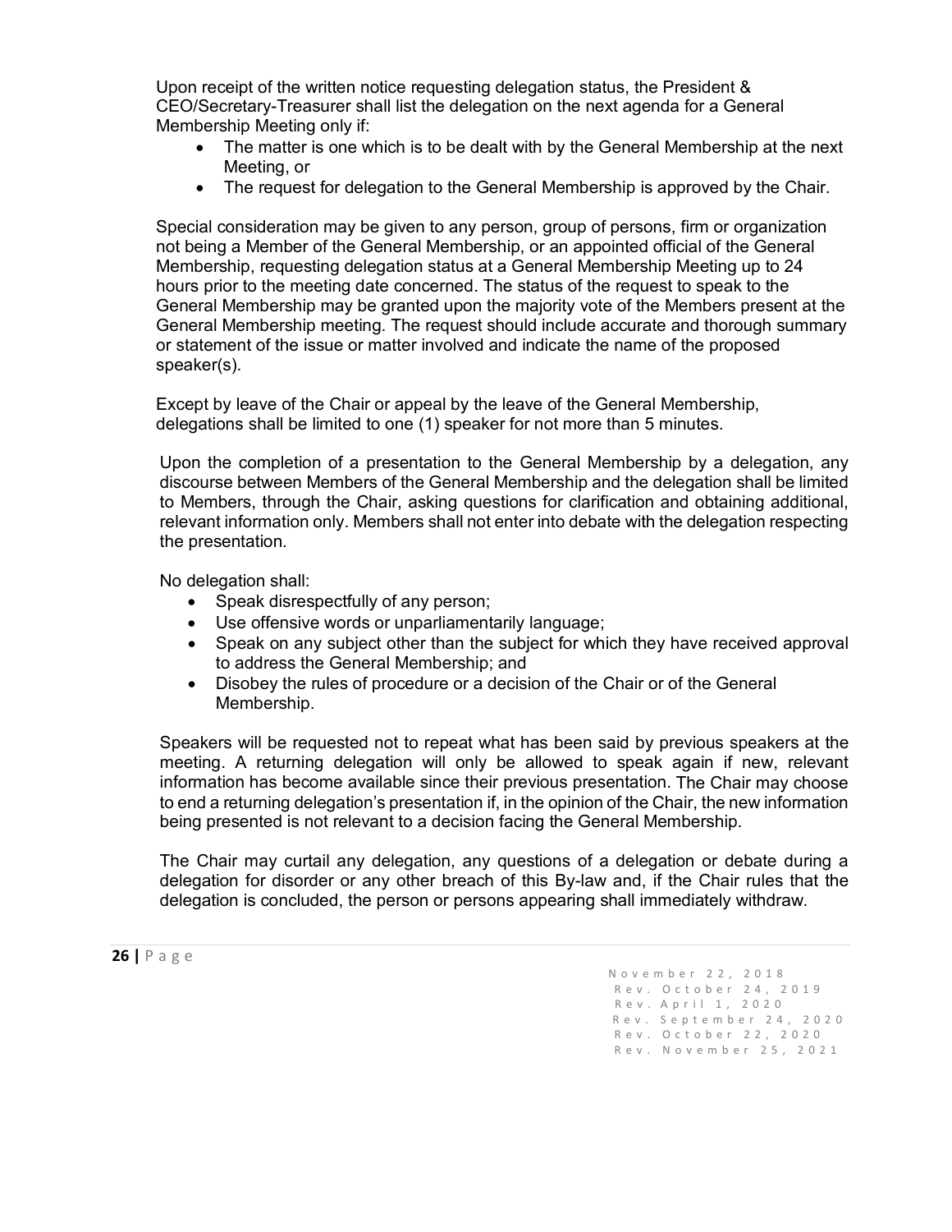Upon receipt of the written notice requesting delegation status, the President & CEO/Secretary-Treasurer shall list the delegation on the next agenda for a General Membership Meeting only if:

- The matter is one which is to be dealt with by the General Membership at the next Meeting, or
- The request for delegation to the General Membership is approved by the Chair.

Special consideration may be given to any person, group of persons, firm or organization not being a Member of the General Membership, or an appointed official of the General Membership, requesting delegation status at a General Membership Meeting up to 24 hours prior to the meeting date concerned. The status of the request to speak to the General Membership may be granted upon the majority vote of the Members present at the General Membership meeting. The request should include accurate and thorough summary or statement of the issue or matter involved and indicate the name of the proposed speaker(s).

Except by leave of the Chair or appeal by the leave of the General Membership, delegations shall be limited to one (1) speaker for not more than 5 minutes.

Upon the completion of a presentation to the General Membership by a delegation, any discourse between Members of the General Membership and the delegation shall be limited to Members, through the Chair, asking questions for clarification and obtaining additional, relevant information only. Members shall not enter into debate with the delegation respecting the presentation.

No delegation shall:

- Speak disrespectfully of any person;
- Use offensive words or unparliamentarily language;
- Speak on any subject other than the subject for which they have received approval to address the General Membership; and
- Disobey the rules of procedure or a decision of the Chair or of the General Membership.

Speakers will be requested not to repeat what has been said by previous speakers at the meeting. A returning delegation will only be allowed to speak again if new, relevant information has become available since their previous presentation. The Chair may choose to end a returning delegation's presentation if, in the opinion of the Chair, the new information being presented is not relevant to a decision facing the General Membership.

The Chair may curtail any delegation, any questions of a delegation or debate during a delegation for disorder or any other breach of this By-law and, if the Chair rules that the delegation is concluded, the person or persons appearing shall immediately withdraw.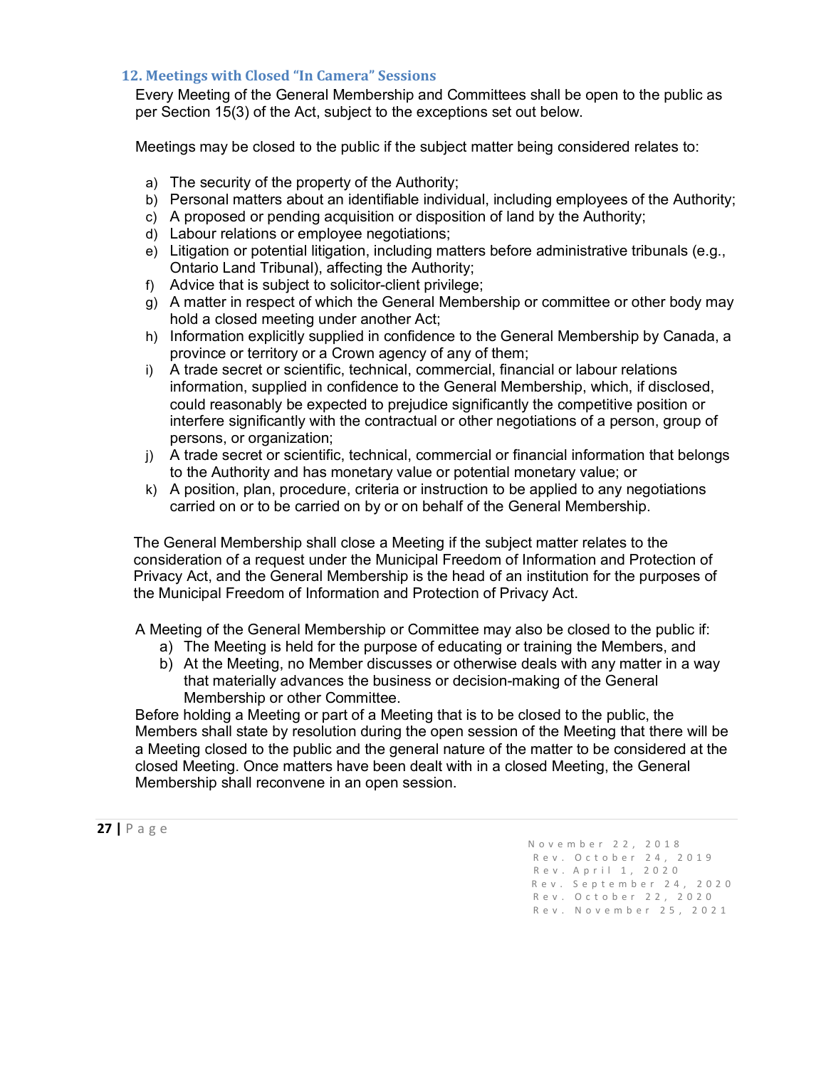## 12. Meetings with Closed "In Camera" Sessions

Every Meeting of the General Membership and Committees shall be open to the public as per Section 15(3) of the Act, subject to the exceptions set out below.

Meetings may be closed to the public if the subject matter being considered relates to:

a) The security of the property of the Authority;
b) Personal matters about an identifiable individual, including employees of the Authority;
c) A proposed or pending acquisition or disposition of land by the Authority;
d) Labour relations or employee negotiations;
e) Litigation or potential litigation, including matters before administrative tribunals (e.g., Ontario Land Tribunal), affecting the Authority;
f) Advice that is subject to solicitor-client privilege;
g) A matter in respect of which the General Membership or committee or other body may hold a closed meeting under another Act;
h) Information explicitly supplied in confidence to the General Membership by Canada, a province or territory or a Crown agency of any of them;
i) A trade secret or scientific, technical, commercial, financial or labour relations information, supplied in confidence to the General Membership, which, if disclosed, could reasonably be expected to prejudice significantly the competitive position or interfere significantly with the contractual or other negotiations of a person, group of persons, or organization;
j) A trade secret or scientific, technical, commercial or financial information that belongs to the Authority and has monetary value or potential monetary value; or
k) A position, plan, procedure, criteria or instruction to be applied to any negotiations carried on or to be carried on by or on behalf of the General Membership.

The General Membership shall close a Meeting if the subject matter relates to the consideration of a request under the Municipal Freedom of Information and Protection of Privacy Act, and the General Membership is the head of an institution for the purposes of the Municipal Freedom of Information and Protection of Privacy Act.

A Meeting of the General Membership or Committee may also be closed to the public if:

a) The Meeting is held for the purpose of educating or training the Members, and
b) At the Meeting, no Member discusses or otherwise deals with any matter in a way that materially advances the business or decision-making of the General Membership or other Committee.

Before holding a Meeting or part of a Meeting that is to be closed to the public, the Members shall state by resolution during the open session of the Meeting that there will be a Meeting closed to the public and the general nature of the matter to be considered at the closed Meeting. Once matters have been dealt with in a closed Meeting, the General Membership shall reconvene in an open session.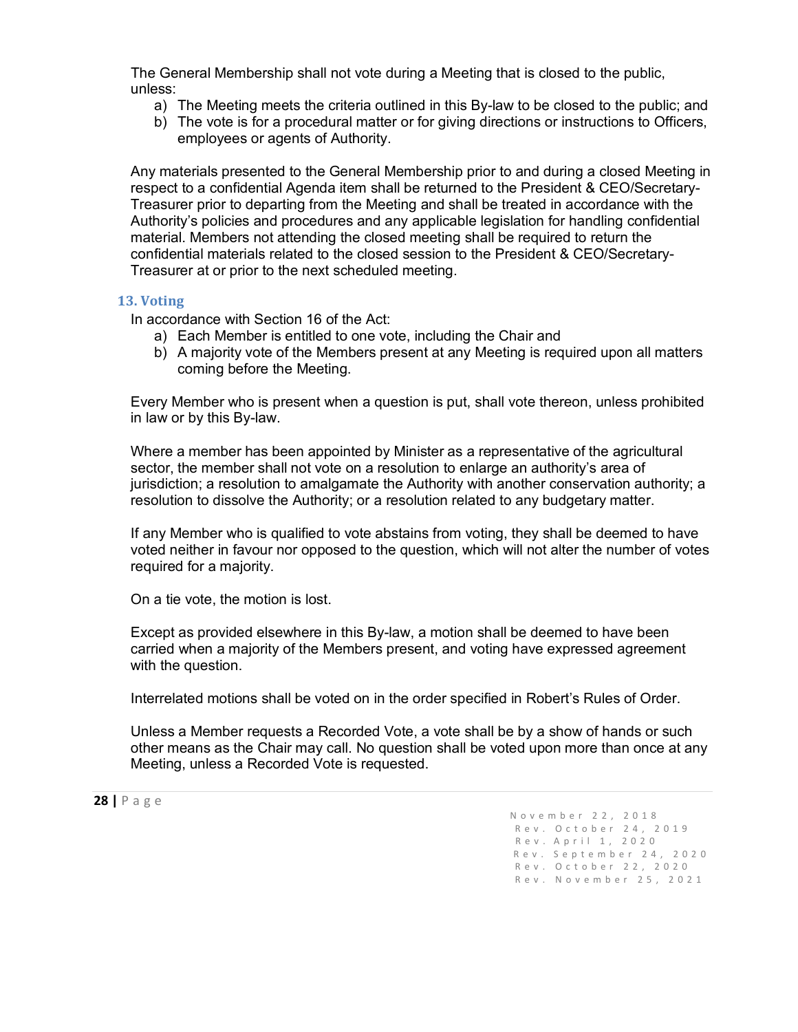The General Membership shall not vote during a Meeting that is closed to the public, unless:

a) The Meeting meets the criteria outlined in this By-law to be closed to the public; and
b) The vote is for a procedural matter or for giving directions or instructions to Officers, employees or agents of Authority.

Any materials presented to the General Membership prior to and during a closed Meeting in respect to a confidential Agenda item shall be returned to the President & CEO/Secretary-Treasurer prior to departing from the Meeting and shall be treated in accordance with the Authority's policies and procedures and any applicable legislation for handling confidential material. Members not attending the closed meeting shall be required to return the confidential materials related to the closed session to the President & CEO/Secretary-Treasurer at or prior to the next scheduled meeting.

## 13. Voting

In accordance with Section 16 of the Act:

a) Each Member is entitled to one vote, including the Chair and
b) A majority vote of the Members present at any Meeting is required upon all matters coming before the Meeting.

Every Member who is present when a question is put, shall vote thereon, unless prohibited in law or by this By-law.

Where a member has been appointed by Minister as a representative of the agricultural sector, the member shall not vote on a resolution to enlarge an authority's area of jurisdiction; a resolution to amalgamate the Authority with another conservation authority; a resolution to dissolve the Authority; or a resolution related to any budgetary matter.

If any Member who is qualified to vote abstains from voting, they shall be deemed to have voted neither in favour nor opposed to the question, which will not alter the number of votes required for a majority.

On a tie vote, the motion is lost.

Except as provided elsewhere in this By-law, a motion shall be deemed to have been carried when a majority of the Members present, and voting have expressed agreement with the question.

Interrelated motions shall be voted on in the order specified in Robert's Rules of Order.

Unless a Member requests a Recorded Vote, a vote shall be by a show of hands or such other means as the Chair may call. No question shall be voted upon more than once at any Meeting, unless a Recorded Vote is requested.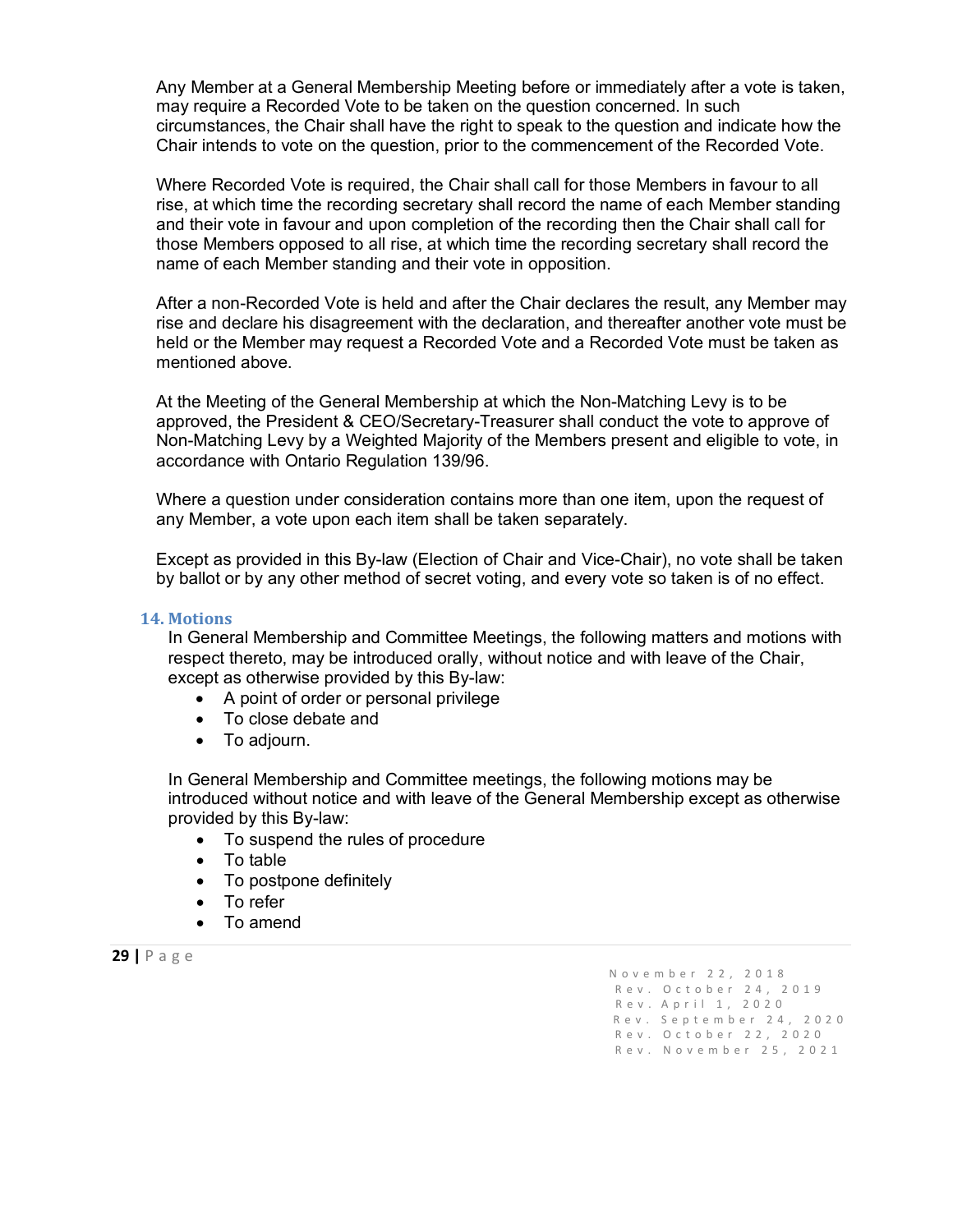Any Member at a General Membership Meeting before or immediately after a vote is taken, may require a Recorded Vote to be taken on the question concerned. In such circumstances, the Chair shall have the right to speak to the question and indicate how the Chair intends to vote on the question, prior to the commencement of the Recorded Vote.

Where Recorded Vote is required, the Chair shall call for those Members in favour to all rise, at which time the recording secretary shall record the name of each Member standing and their vote in favour and upon completion of the recording then the Chair shall call for those Members opposed to all rise, at which time the recording secretary shall record the name of each Member standing and their vote in opposition.

After a non-Recorded Vote is held and after the Chair declares the result, any Member may rise and declare his disagreement with the declaration, and thereafter another vote must be held or the Member may request a Recorded Vote and a Recorded Vote must be taken as mentioned above.

At the Meeting of the General Membership at which the Non-Matching Levy is to be approved, the President & CEO/Secretary-Treasurer shall conduct the vote to approve of Non-Matching Levy by a Weighted Majority of the Members present and eligible to vote, in accordance with Ontario Regulation 139/96.

Where a question under consideration contains more than one item, upon the request of any Member, a vote upon each item shall be taken separately.

Except as provided in this By-law (Election of Chair and Vice-Chair), no vote shall be taken by ballot or by any other method of secret voting, and every vote so taken is of no effect.

## 14. Motions

In General Membership and Committee Meetings, the following matters and motions with respect thereto, may be introduced orally, without notice and with leave of the Chair, except as otherwise provided by this By-law:

- A point of order or personal privilege
- To close debate and
- To adjourn.

In General Membership and Committee meetings, the following motions may be introduced without notice and with leave of the General Membership except as otherwise provided by this By-law:

- To suspend the rules of procedure
- To table
- To postpone definitely
- To refer
- To amend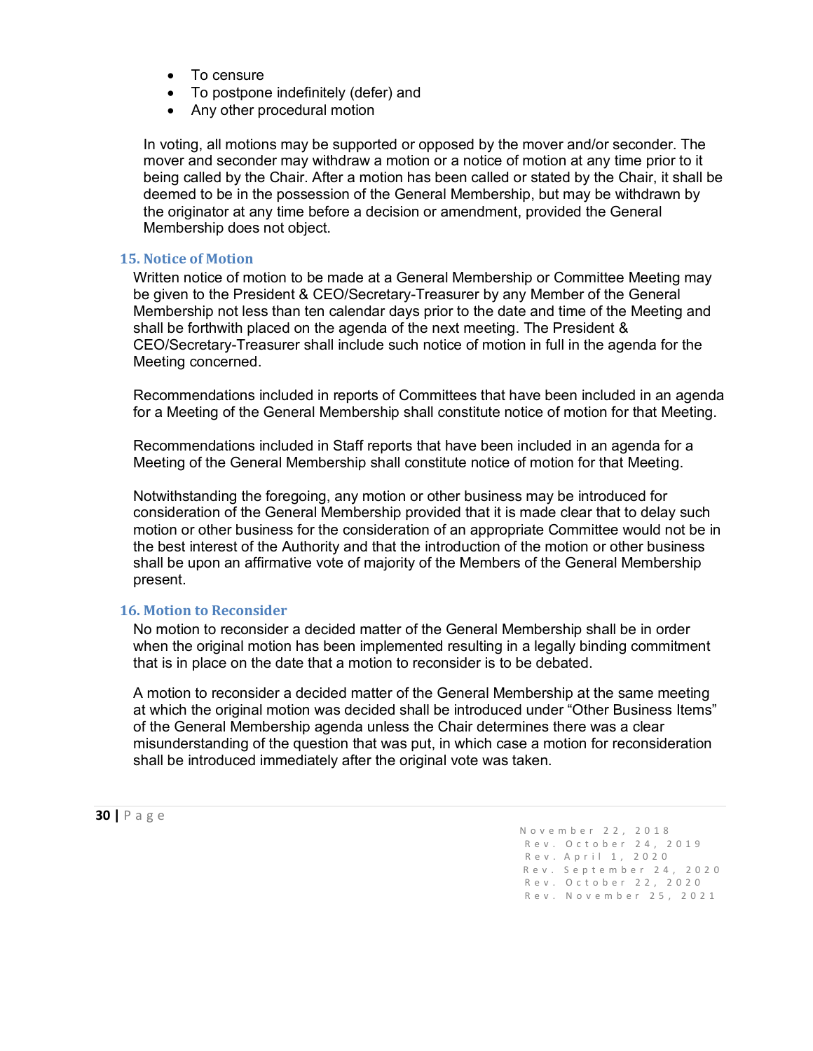- To censure
- To postpone indefinitely (defer) and
- Any other procedural motion

In voting, all motions may be supported or opposed by the mover and/or seconder. The mover and seconder may withdraw a motion or a notice of motion at any time prior to it being called by the Chair. After a motion has been called or stated by the Chair, it shall be deemed to be in the possession of the General Membership, but may be withdrawn by the originator at any time before a decision or amendment, provided the General Membership does not object.

### 15. Notice of Motion

Written notice of motion to be made at a General Membership or Committee Meeting may be given to the President & CEO/Secretary-Treasurer by any Member of the General Membership not less than ten calendar days prior to the date and time of the Meeting and shall be forthwith placed on the agenda of the next meeting. The President & CEO/Secretary-Treasurer shall include such notice of motion in full in the agenda for the Meeting concerned.

Recommendations included in reports of Committees that have been included in an agenda for a Meeting of the General Membership shall constitute notice of motion for that Meeting.

Recommendations included in Staff reports that have been included in an agenda for a Meeting of the General Membership shall constitute notice of motion for that Meeting.

Notwithstanding the foregoing, any motion or other business may be introduced for consideration of the General Membership provided that it is made clear that to delay such motion or other business for the consideration of an appropriate Committee would not be in the best interest of the Authority and that the introduction of the motion or other business shall be upon an affirmative vote of majority of the Members of the General Membership present.

### 16. Motion to Reconsider

No motion to reconsider a decided matter of the General Membership shall be in order when the original motion has been implemented resulting in a legally binding commitment that is in place on the date that a motion to reconsider is to be debated.

A motion to reconsider a decided matter of the General Membership at the same meeting at which the original motion was decided shall be introduced under "Other Business Items" of the General Membership agenda unless the Chair determines there was a clear misunderstanding of the question that was put, in which case a motion for reconsideration shall be introduced immediately after the original vote was taken.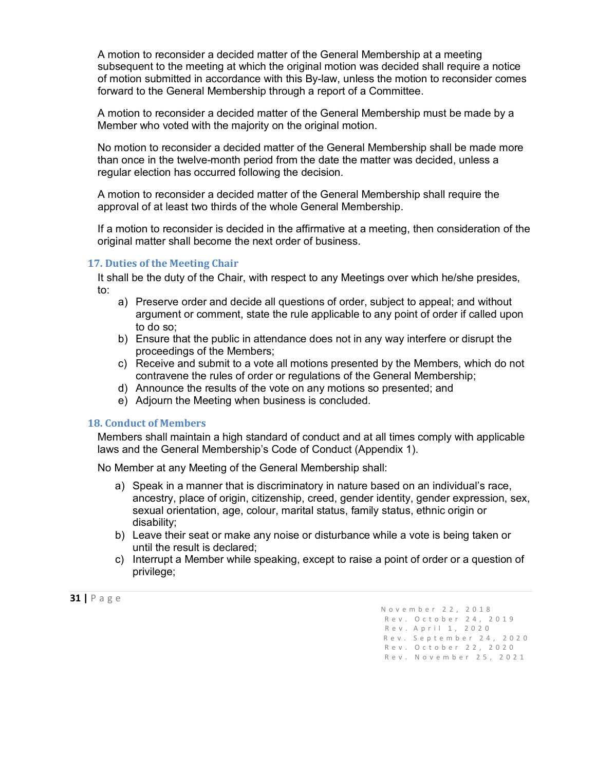A motion to reconsider a decided matter of the General Membership at a meeting subsequent to the meeting at which the original motion was decided shall require a notice of motion submitted in accordance with this By-law, unless the motion to reconsider comes forward to the General Membership through a report of a Committee.

A motion to reconsider a decided matter of the General Membership must be made by a Member who voted with the majority on the original motion.

No motion to reconsider a decided matter of the General Membership shall be made more than once in the twelve-month period from the date the matter was decided, unless a regular election has occurred following the decision.

A motion to reconsider a decided matter of the General Membership shall require the approval of at least two thirds of the whole General Membership.

If a motion to reconsider is decided in the affirmative at a meeting, then consideration of the original matter shall become the next order of business.

### 17. Duties of the Meeting Chair

It shall be the duty of the Chair, with respect to any Meetings over which he/she presides, to:

a) Preserve order and decide all questions of order, subject to appeal; and without argument or comment, state the rule applicable to any point of order if called upon to do so;
b) Ensure that the public in attendance does not in any way interfere or disrupt the proceedings of the Members;
c) Receive and submit to a vote all motions presented by the Members, which do not contravene the rules of order or regulations of the General Membership;
d) Announce the results of the vote on any motions so presented; and
e) Adjourn the Meeting when business is concluded.

### 18. Conduct of Members

Members shall maintain a high standard of conduct and at all times comply with applicable laws and the General Membership's Code of Conduct (Appendix 1).

No Member at any Meeting of the General Membership shall:

a) Speak in a manner that is discriminatory in nature based on an individual's race, ancestry, place of origin, citizenship, creed, gender identity, gender expression, sex, sexual orientation, age, colour, marital status, family status, ethnic origin or disability;
b) Leave their seat or make any noise or disturbance while a vote is being taken or until the result is declared;
c) Interrupt a Member while speaking, except to raise a point of order or a question of privilege;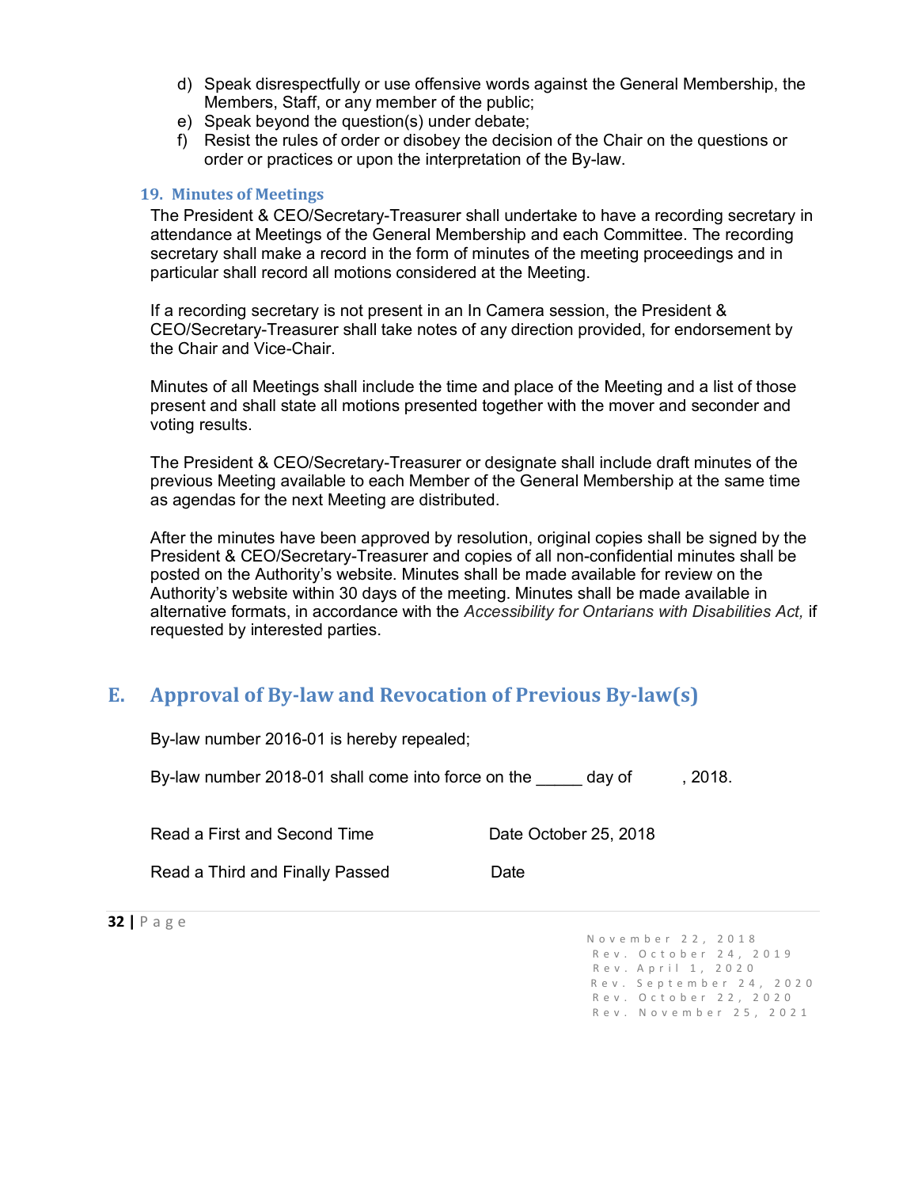d) Speak disrespectfully or use offensive words against the General Membership, the Members, Staff, or any member of the public;
e) Speak beyond the question(s) under debate;
f) Resist the rules of order or disobey the decision of the Chair on the questions or order or practices or upon the interpretation of the By-law.

### 19. Minutes of Meetings

The President & CEO/Secretary-Treasurer shall undertake to have a recording secretary in attendance at Meetings of the General Membership and each Committee. The recording secretary shall make a record in the form of minutes of the meeting proceedings and in particular shall record all motions considered at the Meeting.

If a recording secretary is not present in an In Camera session, the President & CEO/Secretary-Treasurer shall take notes of any direction provided, for endorsement by the Chair and Vice-Chair.

Minutes of all Meetings shall include the time and place of the Meeting and a list of those present and shall state all motions presented together with the mover and seconder and voting results.

The President & CEO/Secretary-Treasurer or designate shall include draft minutes of the previous Meeting available to each Member of the General Membership at the same time as agendas for the next Meeting are distributed.

After the minutes have been approved by resolution, original copies shall be signed by the President & CEO/Secretary-Treasurer and copies of all non-confidential minutes shall be posted on the Authority's website. Minutes shall be made available for review on the Authority's website within 30 days of the meeting. Minutes shall be made available in alternative formats, in accordance with the *Accessibility for Ontarians with Disabilities Act,* if requested by interested parties.

## E. Approval of By-law and Revocation of Previous By-law(s)

By-law number 2016-01 is hereby repealed;

By-law number 2018-01 shall come into force on the _____ day of , 2018.

Read a First and Second Time — Date October 25, 2018

Read a Third and Finally Passed — Date

November 22, 2018
Rev. October 24, 2019
Rev. April 1, 2020
Rev. September 24, 2020
Rev. October 22, 2020
Rev. November 25, 2021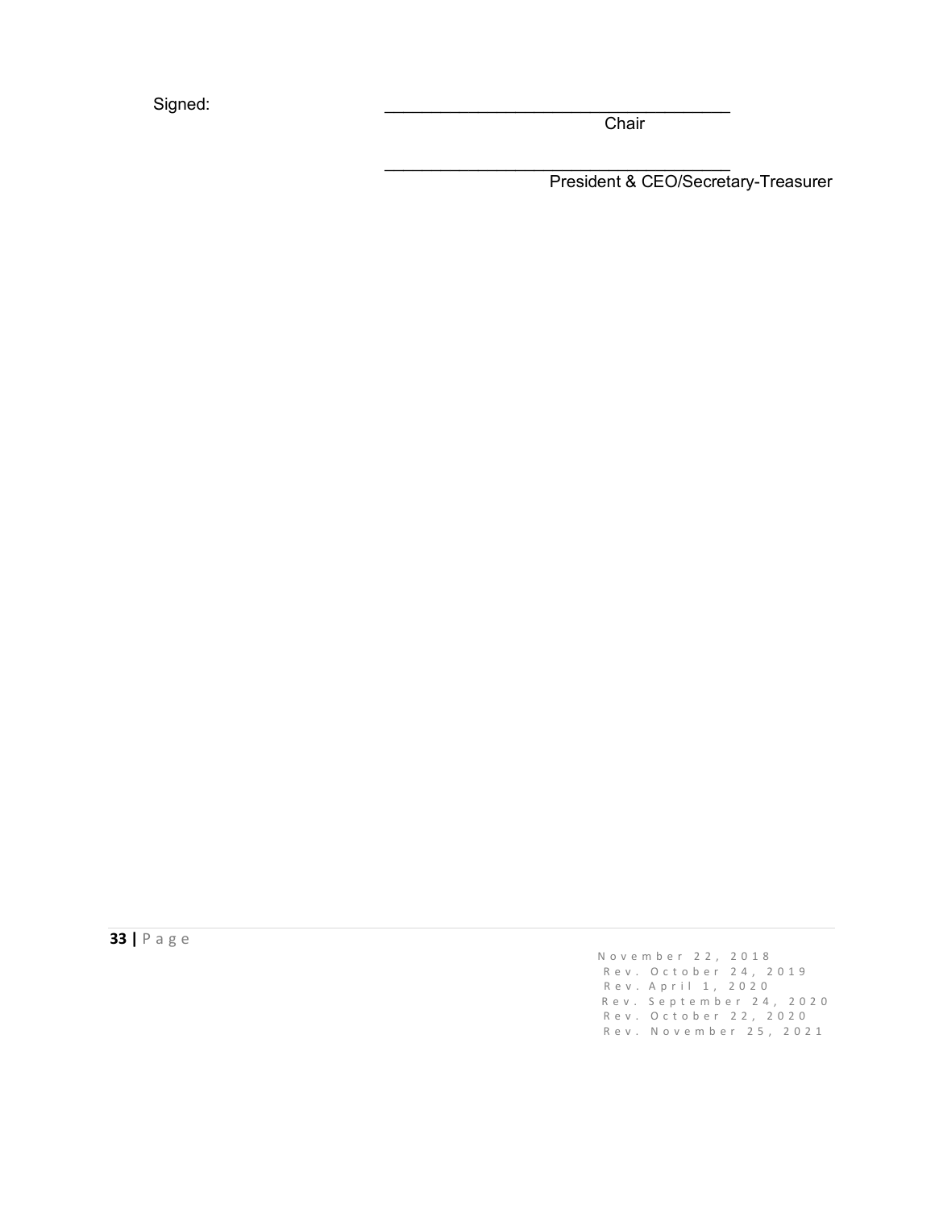Signed: \_\_\_\_\_\_\_\_\_\_\_\_\_\_\_\_\_\_\_\_\_\_\_\_\_\_\_\_\_\_\_\_\_\_\_\_\_\_\_\_
Chair

\_\_\_\_\_\_\_\_\_\_\_\_\_\_\_\_\_\_\_\_\_\_\_\_\_\_\_\_\_\_\_\_\_\_\_\_\_\_\_\_
President & CEO/Secretary-Treasurer

November 22, 2018
Rev. October 24, 2019
Rev. April 1, 2020
Rev. September 24, 2020
Rev. October 22, 2020
Rev. November 25, 2021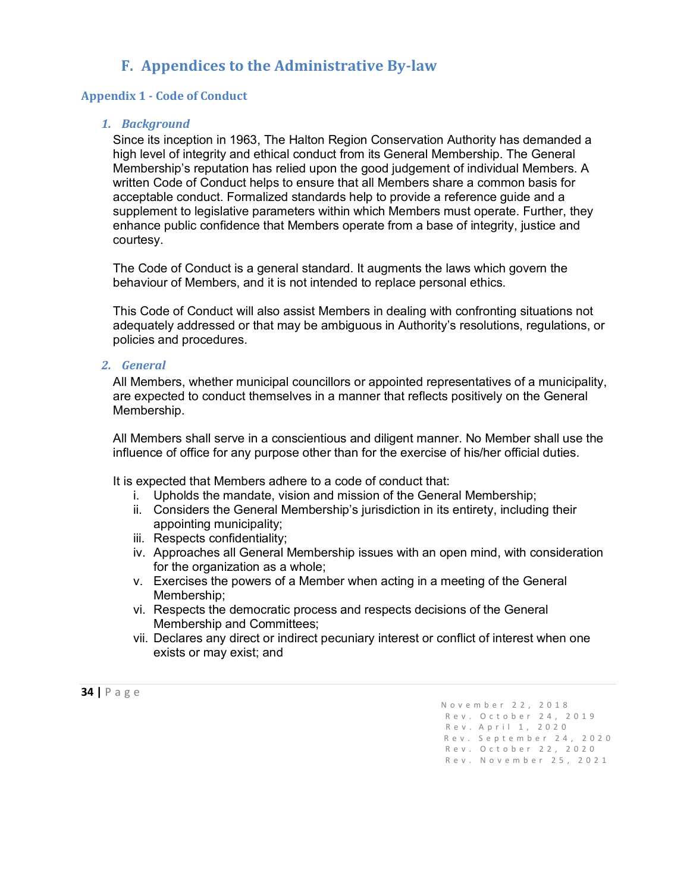## F. Appendices to the Administrative By-law

### Appendix 1 - Code of Conduct

#### 1. *Background*

Since its inception in 1963, The Halton Region Conservation Authority has demanded a high level of integrity and ethical conduct from its General Membership. The General Membership's reputation has relied upon the good judgement of individual Members. A written Code of Conduct helps to ensure that all Members share a common basis for acceptable conduct. Formalized standards help to provide a reference guide and a supplement to legislative parameters within which Members must operate. Further, they enhance public confidence that Members operate from a base of integrity, justice and courtesy.

The Code of Conduct is a general standard. It augments the laws which govern the behaviour of Members, and it is not intended to replace personal ethics.

This Code of Conduct will also assist Members in dealing with confronting situations not adequately addressed or that may be ambiguous in Authority's resolutions, regulations, or policies and procedures.

#### 2. *General*

All Members, whether municipal councillors or appointed representatives of a municipality, are expected to conduct themselves in a manner that reflects positively on the General Membership.

All Members shall serve in a conscientious and diligent manner. No Member shall use the influence of office for any purpose other than for the exercise of his/her official duties.

It is expected that Members adhere to a code of conduct that:

i. Upholds the mandate, vision and mission of the General Membership;
ii. Considers the General Membership's jurisdiction in its entirety, including their appointing municipality;
iii. Respects confidentiality;
iv. Approaches all General Membership issues with an open mind, with consideration for the organization as a whole;
v. Exercises the powers of a Member when acting in a meeting of the General Membership;
vi. Respects the democratic process and respects decisions of the General Membership and Committees;
vii. Declares any direct or indirect pecuniary interest or conflict of interest when one exists or may exist; and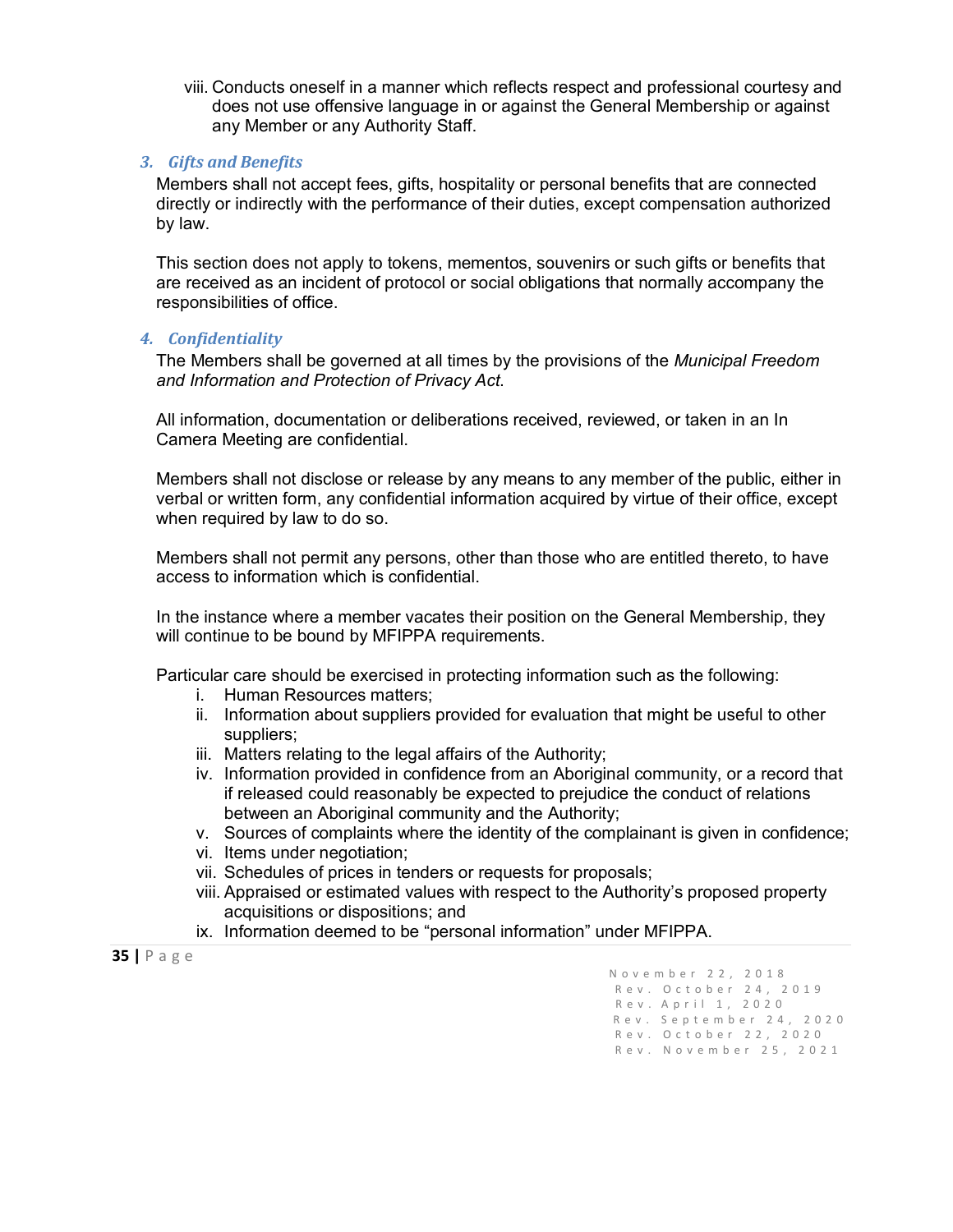viii. Conducts oneself in a manner which reflects respect and professional courtesy and does not use offensive language in or against the General Membership or against any Member or any Authority Staff.

### *3. Gifts and Benefits*

Members shall not accept fees, gifts, hospitality or personal benefits that are connected directly or indirectly with the performance of their duties, except compensation authorized by law.

This section does not apply to tokens, mementos, souvenirs or such gifts or benefits that are received as an incident of protocol or social obligations that normally accompany the responsibilities of office.

### *4. Confidentiality*

The Members shall be governed at all times by the provisions of the *Municipal Freedom and Information and Protection of Privacy Act*.

All information, documentation or deliberations received, reviewed, or taken in an In Camera Meeting are confidential.

Members shall not disclose or release by any means to any member of the public, either in verbal or written form, any confidential information acquired by virtue of their office, except when required by law to do so.

Members shall not permit any persons, other than those who are entitled thereto, to have access to information which is confidential.

In the instance where a member vacates their position on the General Membership, they will continue to be bound by MFIPPA requirements.

Particular care should be exercised in protecting information such as the following:

i. Human Resources matters;
ii. Information about suppliers provided for evaluation that might be useful to other suppliers;
iii. Matters relating to the legal affairs of the Authority;
iv. Information provided in confidence from an Aboriginal community, or a record that if released could reasonably be expected to prejudice the conduct of relations between an Aboriginal community and the Authority;
v. Sources of complaints where the identity of the complainant is given in confidence;
vi. Items under negotiation;
vii. Schedules of prices in tenders or requests for proposals;
viii. Appraised or estimated values with respect to the Authority's proposed property acquisitions or dispositions; and
ix. Information deemed to be "personal information" under MFIPPA.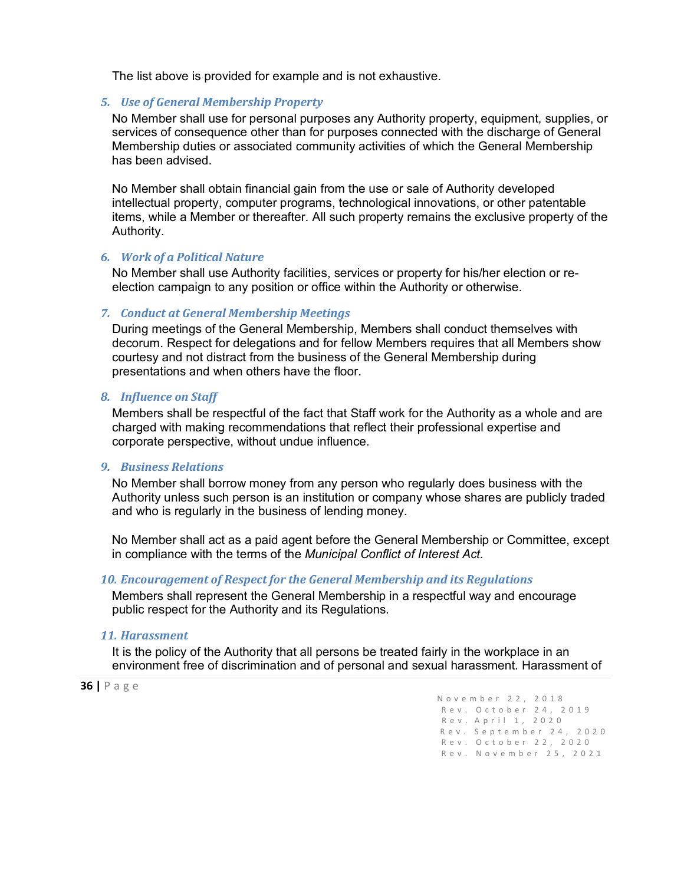The list above is provided for example and is not exhaustive.

### *5. Use of General Membership Property*

No Member shall use for personal purposes any Authority property, equipment, supplies, or services of consequence other than for purposes connected with the discharge of General Membership duties or associated community activities of which the General Membership has been advised.

No Member shall obtain financial gain from the use or sale of Authority developed intellectual property, computer programs, technological innovations, or other patentable items, while a Member or thereafter. All such property remains the exclusive property of the Authority.

### *6. Work of a Political Nature*

No Member shall use Authority facilities, services or property for his/her election or re-election campaign to any position or office within the Authority or otherwise.

### *7. Conduct at General Membership Meetings*

During meetings of the General Membership, Members shall conduct themselves with decorum. Respect for delegations and for fellow Members requires that all Members show courtesy and not distract from the business of the General Membership during presentations and when others have the floor.

### *8. Influence on Staff*

Members shall be respectful of the fact that Staff work for the Authority as a whole and are charged with making recommendations that reflect their professional expertise and corporate perspective, without undue influence.

### *9. Business Relations*

No Member shall borrow money from any person who regularly does business with the Authority unless such person is an institution or company whose shares are publicly traded and who is regularly in the business of lending money.

No Member shall act as a paid agent before the General Membership or Committee, except in compliance with the terms of the *Municipal Conflict of Interest Act.*

### *10. Encouragement of Respect for the General Membership and its Regulations*

Members shall represent the General Membership in a respectful way and encourage public respect for the Authority and its Regulations.

### *11. Harassment*

It is the policy of the Authority that all persons be treated fairly in the workplace in an environment free of discrimination and of personal and sexual harassment. Harassment of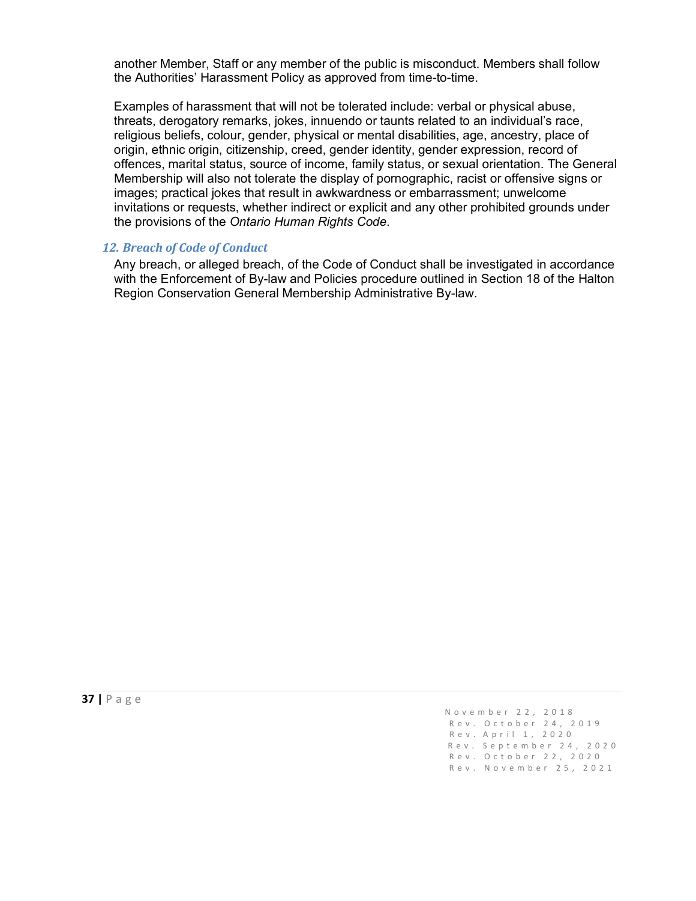another Member, Staff or any member of the public is misconduct. Members shall follow the Authorities' Harassment Policy as approved from time-to-time.

Examples of harassment that will not be tolerated include: verbal or physical abuse, threats, derogatory remarks, jokes, innuendo or taunts related to an individual's race, religious beliefs, colour, gender, physical or mental disabilities, age, ancestry, place of origin, ethnic origin, citizenship, creed, gender identity, gender expression, record of offences, marital status, source of income, family status, or sexual orientation. The General Membership will also not tolerate the display of pornographic, racist or offensive signs or images; practical jokes that result in awkwardness or embarrassment; unwelcome invitations or requests, whether indirect or explicit and any other prohibited grounds under the provisions of the *Ontario Human Rights Code*.

### *12. Breach of Code of Conduct*

Any breach, or alleged breach, of the Code of Conduct shall be investigated in accordance with the Enforcement of By-law and Policies procedure outlined in Section 18 of the Halton Region Conservation General Membership Administrative By-law.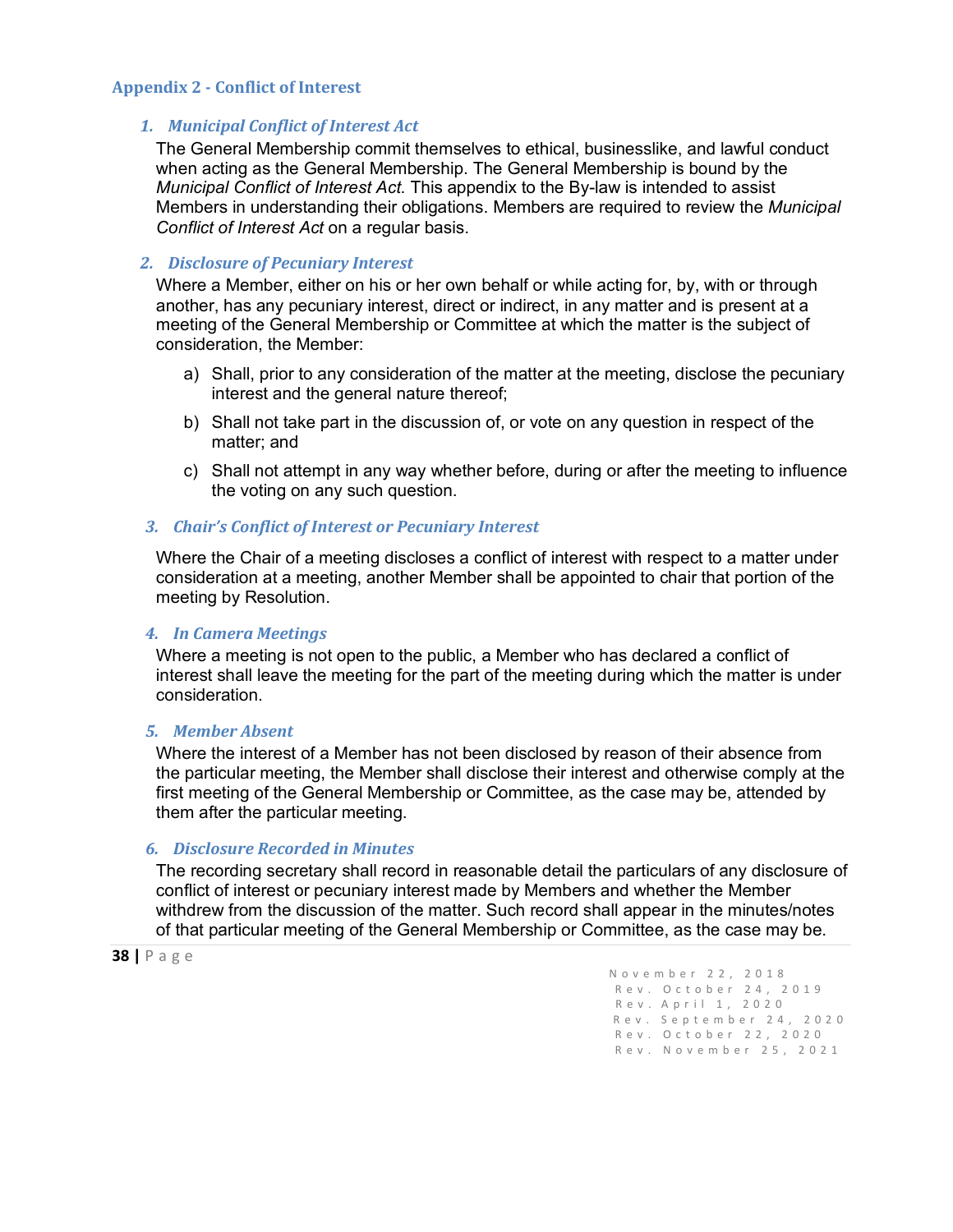## Appendix 2 - Conflict of Interest

### 1. *Municipal Conflict of Interest Act*

The General Membership commit themselves to ethical, businesslike, and lawful conduct when acting as the General Membership. The General Membership is bound by the *Municipal Conflict of Interest Act.* This appendix to the By-law is intended to assist Members in understanding their obligations. Members are required to review the *Municipal Conflict of Interest Act* on a regular basis.

### 2. *Disclosure of Pecuniary Interest*

Where a Member, either on his or her own behalf or while acting for, by, with or through another, has any pecuniary interest, direct or indirect, in any matter and is present at a meeting of the General Membership or Committee at which the matter is the subject of consideration, the Member:

a) Shall, prior to any consideration of the matter at the meeting, disclose the pecuniary interest and the general nature thereof;

b) Shall not take part in the discussion of, or vote on any question in respect of the matter; and

c) Shall not attempt in any way whether before, during or after the meeting to influence the voting on any such question.

### 3. *Chair's Conflict of Interest or Pecuniary Interest*

Where the Chair of a meeting discloses a conflict of interest with respect to a matter under consideration at a meeting, another Member shall be appointed to chair that portion of the meeting by Resolution.

### 4. *In Camera Meetings*

Where a meeting is not open to the public, a Member who has declared a conflict of interest shall leave the meeting for the part of the meeting during which the matter is under consideration.

### 5. *Member Absent*

Where the interest of a Member has not been disclosed by reason of their absence from the particular meeting, the Member shall disclose their interest and otherwise comply at the first meeting of the General Membership or Committee, as the case may be, attended by them after the particular meeting.

### 6. *Disclosure Recorded in Minutes*

The recording secretary shall record in reasonable detail the particulars of any disclosure of conflict of interest or pecuniary interest made by Members and whether the Member withdrew from the discussion of the matter. Such record shall appear in the minutes/notes of that particular meeting of the General Membership or Committee, as the case may be.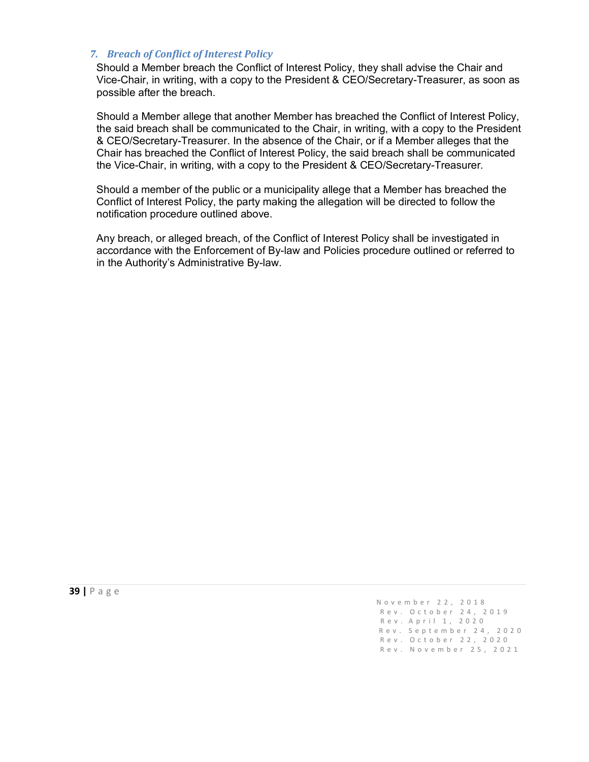### *7. Breach of Conflict of Interest Policy*

Should a Member breach the Conflict of Interest Policy, they shall advise the Chair and Vice-Chair, in writing, with a copy to the President & CEO/Secretary-Treasurer, as soon as possible after the breach.

Should a Member allege that another Member has breached the Conflict of Interest Policy, the said breach shall be communicated to the Chair, in writing, with a copy to the President & CEO/Secretary-Treasurer. In the absence of the Chair, or if a Member alleges that the Chair has breached the Conflict of Interest Policy, the said breach shall be communicated the Vice-Chair, in writing, with a copy to the President & CEO/Secretary-Treasurer.

Should a member of the public or a municipality allege that a Member has breached the Conflict of Interest Policy, the party making the allegation will be directed to follow the notification procedure outlined above.

Any breach, or alleged breach, of the Conflict of Interest Policy shall be investigated in accordance with the Enforcement of By-law and Policies procedure outlined or referred to in the Authority's Administrative By-law.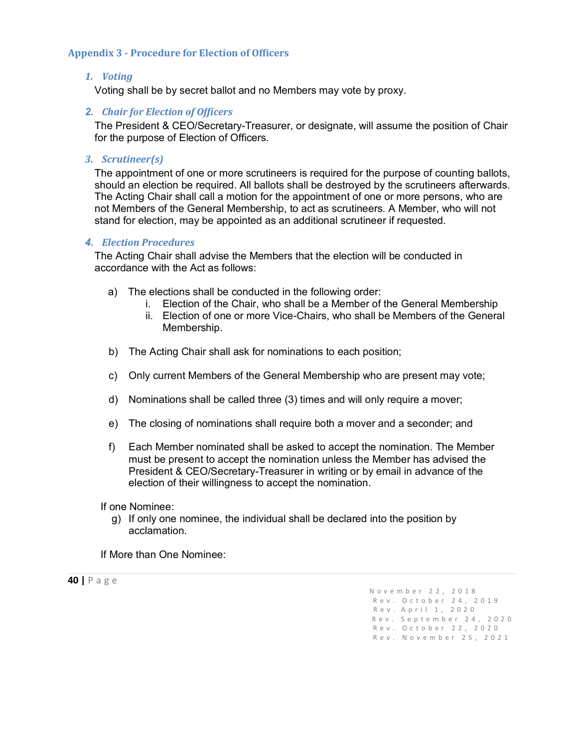## Appendix 3 - Procedure for Election of Officers

### 1. *Voting*

Voting shall be by secret ballot and no Members may vote by proxy.

### 2. *Chair for Election of Officers*

The President & CEO/Secretary-Treasurer, or designate, will assume the position of Chair for the purpose of Election of Officers.

### 3. *Scrutineer(s)*

The appointment of one or more scrutineers is required for the purpose of counting ballots, should an election be required. All ballots shall be destroyed by the scrutineers afterwards. The Acting Chair shall call a motion for the appointment of one or more persons, who are not Members of the General Membership, to act as scrutineers. A Member, who will not stand for election, may be appointed as an additional scrutineer if requested.

### 4. *Election Procedures*

The Acting Chair shall advise the Members that the election will be conducted in accordance with the Act as follows:

a) The elections shall be conducted in the following order:
   i. Election of the Chair, who shall be a Member of the General Membership
   ii. Election of one or more Vice-Chairs, who shall be Members of the General Membership.

b) The Acting Chair shall ask for nominations to each position;

c) Only current Members of the General Membership who are present may vote;

d) Nominations shall be called three (3) times and will only require a mover;

e) The closing of nominations shall require both a mover and a seconder; and

f) Each Member nominated shall be asked to accept the nomination. The Member must be present to accept the nomination unless the Member has advised the President & CEO/Secretary-Treasurer in writing or by email in advance of the election of their willingness to accept the nomination.

If one Nominee:

g) If only one nominee, the individual shall be declared into the position by acclamation.

If More than One Nominee: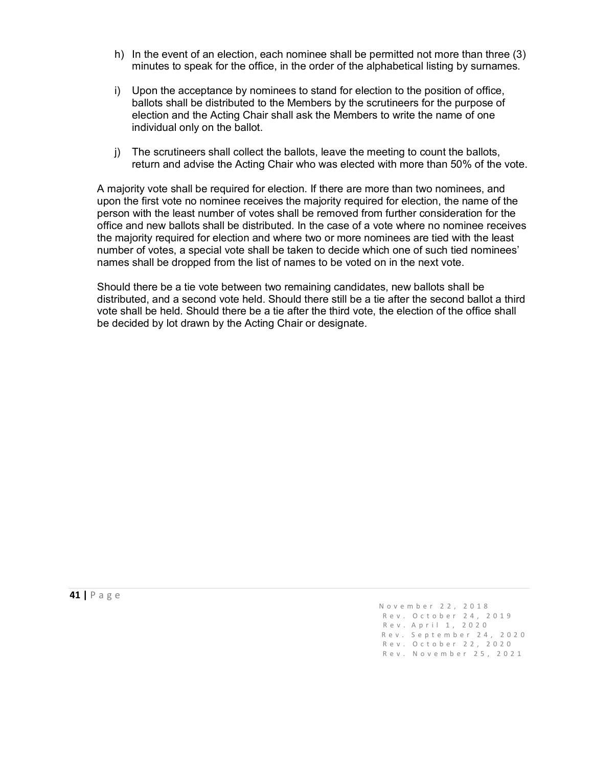h) In the event of an election, each nominee shall be permitted not more than three (3) minutes to speak for the office, in the order of the alphabetical listing by surnames.

i) Upon the acceptance by nominees to stand for election to the position of office, ballots shall be distributed to the Members by the scrutineers for the purpose of election and the Acting Chair shall ask the Members to write the name of one individual only on the ballot.

j) The scrutineers shall collect the ballots, leave the meeting to count the ballots, return and advise the Acting Chair who was elected with more than 50% of the vote.

A majority vote shall be required for election. If there are more than two nominees, and upon the first vote no nominee receives the majority required for election, the name of the person with the least number of votes shall be removed from further consideration for the office and new ballots shall be distributed. In the case of a vote where no nominee receives the majority required for election and where two or more nominees are tied with the least number of votes, a special vote shall be taken to decide which one of such tied nominees' names shall be dropped from the list of names to be voted on in the next vote.

Should there be a tie vote between two remaining candidates, new ballots shall be distributed, and a second vote held. Should there still be a tie after the second ballot a third vote shall be held. Should there be a tie after the third vote, the election of the office shall be decided by lot drawn by the Acting Chair or designate.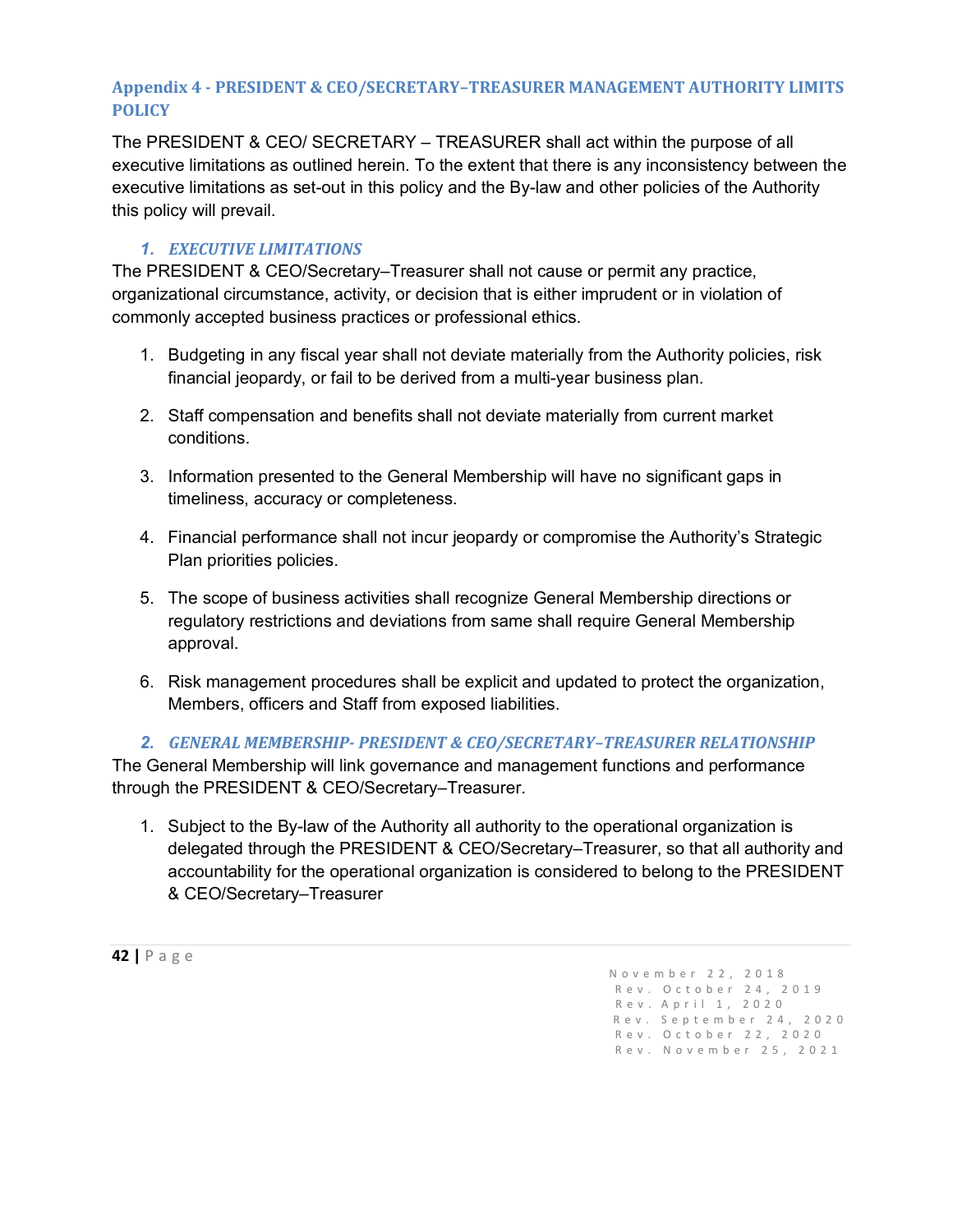## Appendix 4 - PRESIDENT & CEO/SECRETARY–TREASURER MANAGEMENT AUTHORITY LIMITS POLICY

The PRESIDENT & CEO/ SECRETARY – TREASURER shall act within the purpose of all executive limitations as outlined herein. To the extent that there is any inconsistency between the executive limitations as set-out in this policy and the By-law and other policies of the Authority this policy will prevail.

### *1. EXECUTIVE LIMITATIONS*

The PRESIDENT & CEO/Secretary–Treasurer shall not cause or permit any practice, organizational circumstance, activity, or decision that is either imprudent or in violation of commonly accepted business practices or professional ethics.

1. Budgeting in any fiscal year shall not deviate materially from the Authority policies, risk financial jeopardy, or fail to be derived from a multi-year business plan.

2. Staff compensation and benefits shall not deviate materially from current market conditions.

3. Information presented to the General Membership will have no significant gaps in timeliness, accuracy or completeness.

4. Financial performance shall not incur jeopardy or compromise the Authority's Strategic Plan priorities policies.

5. The scope of business activities shall recognize General Membership directions or regulatory restrictions and deviations from same shall require General Membership approval.

6. Risk management procedures shall be explicit and updated to protect the organization, Members, officers and Staff from exposed liabilities.

### *2. GENERAL MEMBERSHIP- PRESIDENT & CEO/SECRETARY–TREASURER RELATIONSHIP*

The General Membership will link governance and management functions and performance through the PRESIDENT & CEO/Secretary–Treasurer.

1. Subject to the By-law of the Authority all authority to the operational organization is delegated through the PRESIDENT & CEO/Secretary–Treasurer, so that all authority and accountability for the operational organization is considered to belong to the PRESIDENT & CEO/Secretary–Treasurer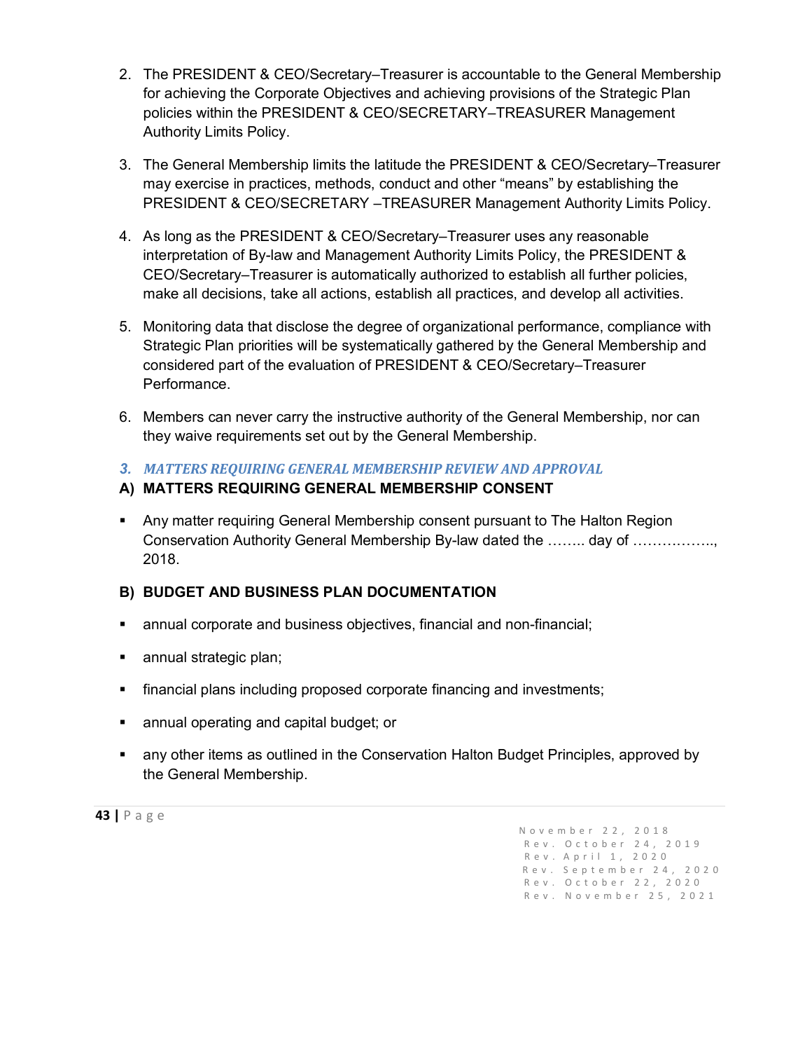2. The PRESIDENT & CEO/Secretary–Treasurer is accountable to the General Membership for achieving the Corporate Objectives and achieving provisions of the Strategic Plan policies within the PRESIDENT & CEO/SECRETARY–TREASURER Management Authority Limits Policy.

3. The General Membership limits the latitude the PRESIDENT & CEO/Secretary–Treasurer may exercise in practices, methods, conduct and other "means" by establishing the PRESIDENT & CEO/SECRETARY –TREASURER Management Authority Limits Policy.

4. As long as the PRESIDENT & CEO/Secretary–Treasurer uses any reasonable interpretation of By-law and Management Authority Limits Policy, the PRESIDENT & CEO/Secretary–Treasurer is automatically authorized to establish all further policies, make all decisions, take all actions, establish all practices, and develop all activities.

5. Monitoring data that disclose the degree of organizational performance, compliance with Strategic Plan priorities will be systematically gathered by the General Membership and considered part of the evaluation of PRESIDENT & CEO/Secretary–Treasurer Performance.

6. Members can never carry the instructive authority of the General Membership, nor can they waive requirements set out by the General Membership.

### *3. MATTERS REQUIRING GENERAL MEMBERSHIP REVIEW AND APPROVAL*

#### A) MATTERS REQUIRING GENERAL MEMBERSHIP CONSENT

- Any matter requiring General Membership consent pursuant to The Halton Region Conservation Authority General Membership By-law dated the …….. day of …………….., 2018.

#### B) BUDGET AND BUSINESS PLAN DOCUMENTATION

- annual corporate and business objectives, financial and non-financial;
- annual strategic plan;
- financial plans including proposed corporate financing and investments;
- annual operating and capital budget; or
- any other items as outlined in the Conservation Halton Budget Principles, approved by the General Membership.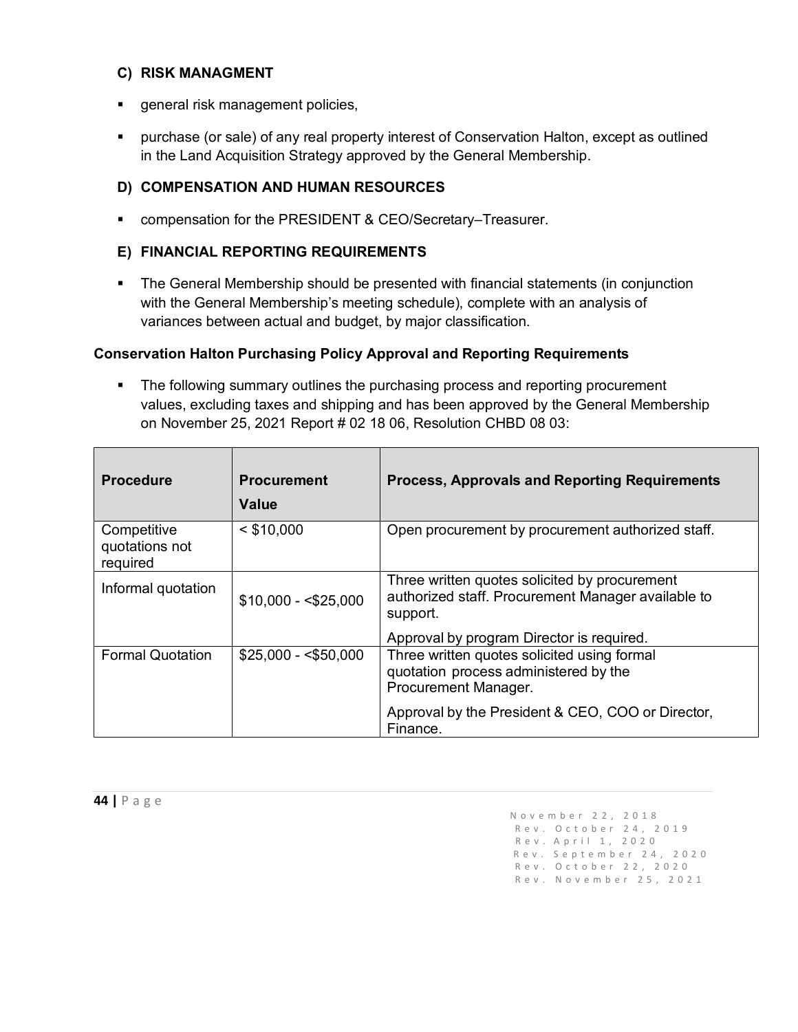### C) RISK MANAGMENT

- general risk management policies,
- purchase (or sale) of any real property interest of Conservation Halton, except as outlined in the Land Acquisition Strategy approved by the General Membership.

### D) COMPENSATION AND HUMAN RESOURCES

- compensation for the PRESIDENT & CEO/Secretary–Treasurer.

### E) FINANCIAL REPORTING REQUIREMENTS

- The General Membership should be presented with financial statements (in conjunction with the General Membership's meeting schedule), complete with an analysis of variances between actual and budget, by major classification.

**Conservation Halton Purchasing Policy Approval and Reporting Requirements**

- The following summary outlines the purchasing process and reporting procurement values, excluding taxes and shipping and has been approved by the General Membership on November 25, 2021 Report # 02 18 06, Resolution CHBD 08 03:

| Procedure | Procurement Value | Process, Approvals and Reporting Requirements |
|---|---|---|
| Competitive quotations not required | < $10,000 | Open procurement by procurement authorized staff. |
| Informal quotation | $10,000 - <$25,000 | Three written quotes solicited by procurement authorized staff. Procurement Manager available to support.<br><br>Approval by program Director is required. |
| Formal Quotation | $25,000 - <$50,000 | Three written quotes solicited using formal quotation process administered by the Procurement Manager.<br><br>Approval by the President & CEO, COO or Director, Finance. |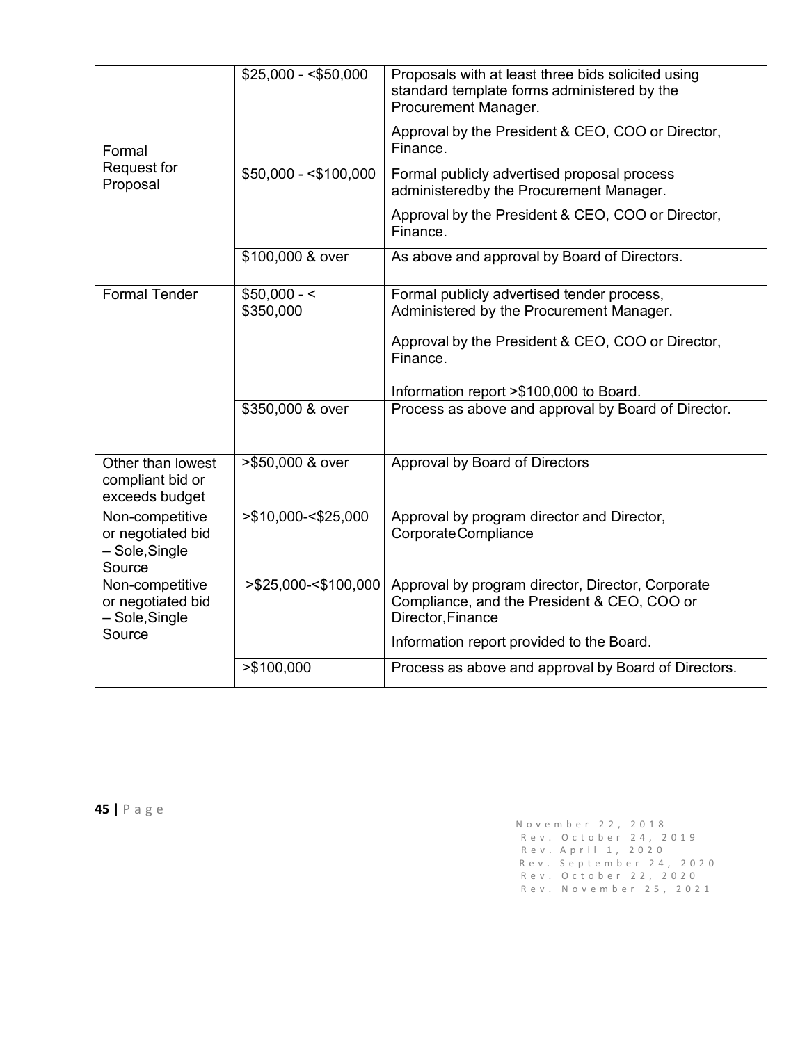| | | |
|---|---|---|
| Formal Request for Proposal | $25,000 - <$50,000 | Proposals with at least three bids solicited using standard template forms administered by the Procurement Manager.<br><br>Approval by the President & CEO, COO or Director, Finance. |
| | $50,000 - <$100,000 | Formal publicly advertised proposal process administeredby the Procurement Manager.<br><br>Approval by the President & CEO, COO or Director, Finance. |
| | $100,000 & over | As above and approval by Board of Directors. |
| Formal Tender | $50,000 - < $350,000 | Formal publicly advertised tender process, Administered by the Procurement Manager.<br><br>Approval by the President & CEO, COO or Director, Finance.<br><br>Information report >$100,000 to Board. |
| | $350,000 & over | Process as above and approval by Board of Director. |
| Other than lowest compliant bid or exceeds budget | >$50,000 & over | Approval by Board of Directors |
| Non-competitive or negotiated bid – Sole,Single Source | >$10,000-<$25,000 | Approval by program director and Director, CorporateCompliance |
| Non-competitive or negotiated bid – Sole,Single Source | >$25,000-<$100,000 | Approval by program director, Director, Corporate Compliance, and the President & CEO, COO or Director,Finance<br><br>Information report provided to the Board. |
| | >$100,000 | Process as above and approval by Board of Directors. |

November 22, 2018
Rev. October 24, 2019
Rev. April 1, 2020
Rev. September 24, 2020
Rev. October 22, 2020
Rev. November 25, 2021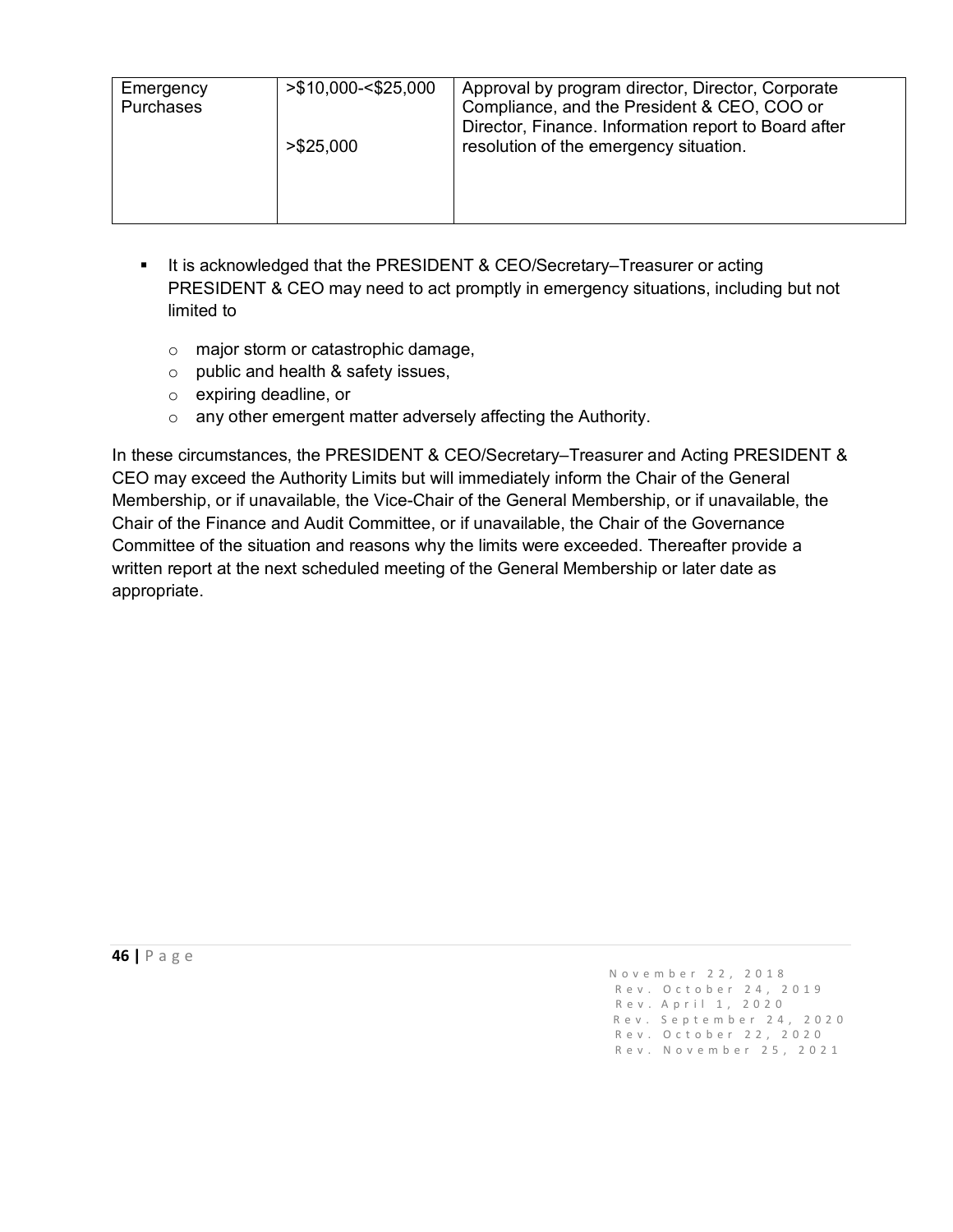| | | |
|---|---|---|
| Emergency Purchases | >$10,000-<$25,000<br><br>>$25,000 | Approval by program director, Director, Corporate Compliance, and the President & CEO, COO or Director, Finance. Information report to Board after resolution of the emergency situation. |

- It is acknowledged that the PRESIDENT & CEO/Secretary–Treasurer or acting PRESIDENT & CEO may need to act promptly in emergency situations, including but not limited to
  - major storm or catastrophic damage,
  - public and health & safety issues,
  - expiring deadline, or
  - any other emergent matter adversely affecting the Authority.

In these circumstances, the PRESIDENT & CEO/Secretary–Treasurer and Acting PRESIDENT & CEO may exceed the Authority Limits but will immediately inform the Chair of the General Membership, or if unavailable, the Vice-Chair of the General Membership, or if unavailable, the Chair of the Finance and Audit Committee, or if unavailable, the Chair of the Governance Committee of the situation and reasons why the limits were exceeded. Thereafter provide a written report at the next scheduled meeting of the General Membership or later date as appropriate.